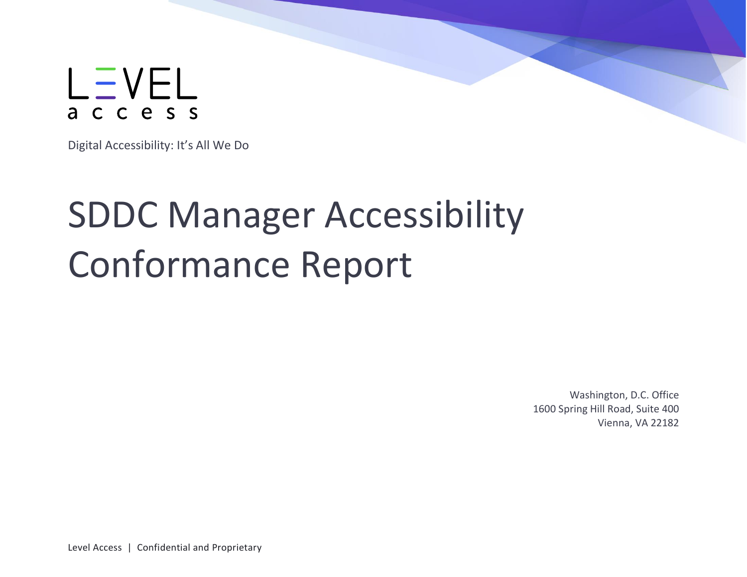LEVEL access

Digital Accessibility: It's All We Do

# SDDC Manager Accessibility Conformance Report

Washington, D.C. Office
1600 Spring Hill Road, Suite 400
Vienna, VA 22182

Level Access | Confidential and Proprietary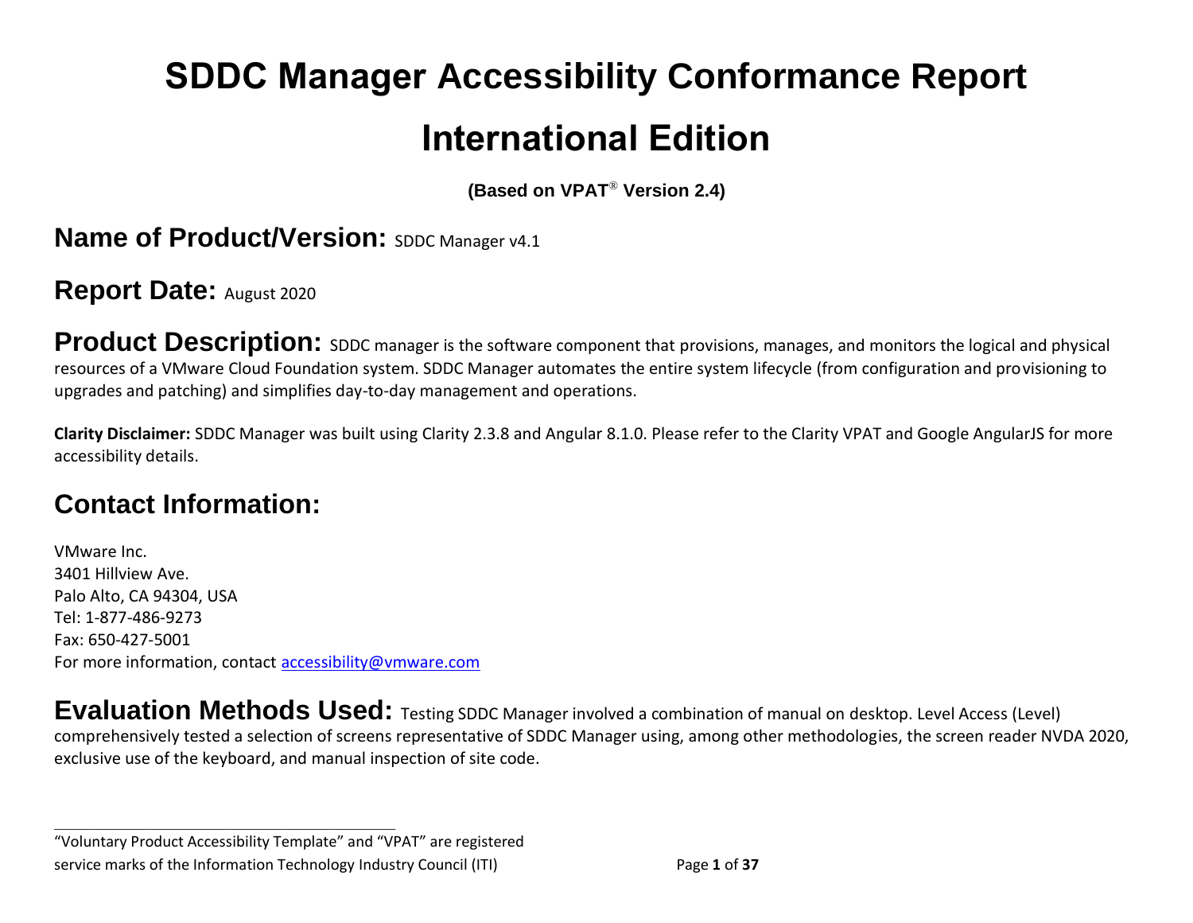# SDDC Manager Accessibility Conformance Report

# International Edition

**(Based on VPAT® Version 2.4)**

## Name of Product/Version: SDDC Manager v4.1

## Report Date: August 2020

## Product Description: SDDC manager is the software component that provisions, manages, and monitors the logical and physical resources of a VMware Cloud Foundation system. SDDC Manager automates the entire system lifecycle (from configuration and provisioning to upgrades and patching) and simplifies day-to-day management and operations.

**Clarity Disclaimer:** SDDC Manager was built using Clarity 2.3.8 and Angular 8.1.0. Please refer to the Clarity VPAT and Google AngularJS for more accessibility details.

## Contact Information:

VMware Inc.
3401 Hillview Ave.
Palo Alto, CA 94304, USA
Tel: 1-877-486-9273
Fax: 650-427-5001
For more information, contact [accessibility@vmware.com](mailto:accessibility@vmware.com)

## Evaluation Methods Used: Testing SDDC Manager involved a combination of manual on desktop. Level Access (Level) comprehensively tested a selection of screens representative of SDDC Manager using, among other methodologies, the screen reader NVDA 2020, exclusive use of the keyboard, and manual inspection of site code.

---

"Voluntary Product Accessibility Template" and "VPAT" are registered service marks of the Information Technology Industry Council (ITI)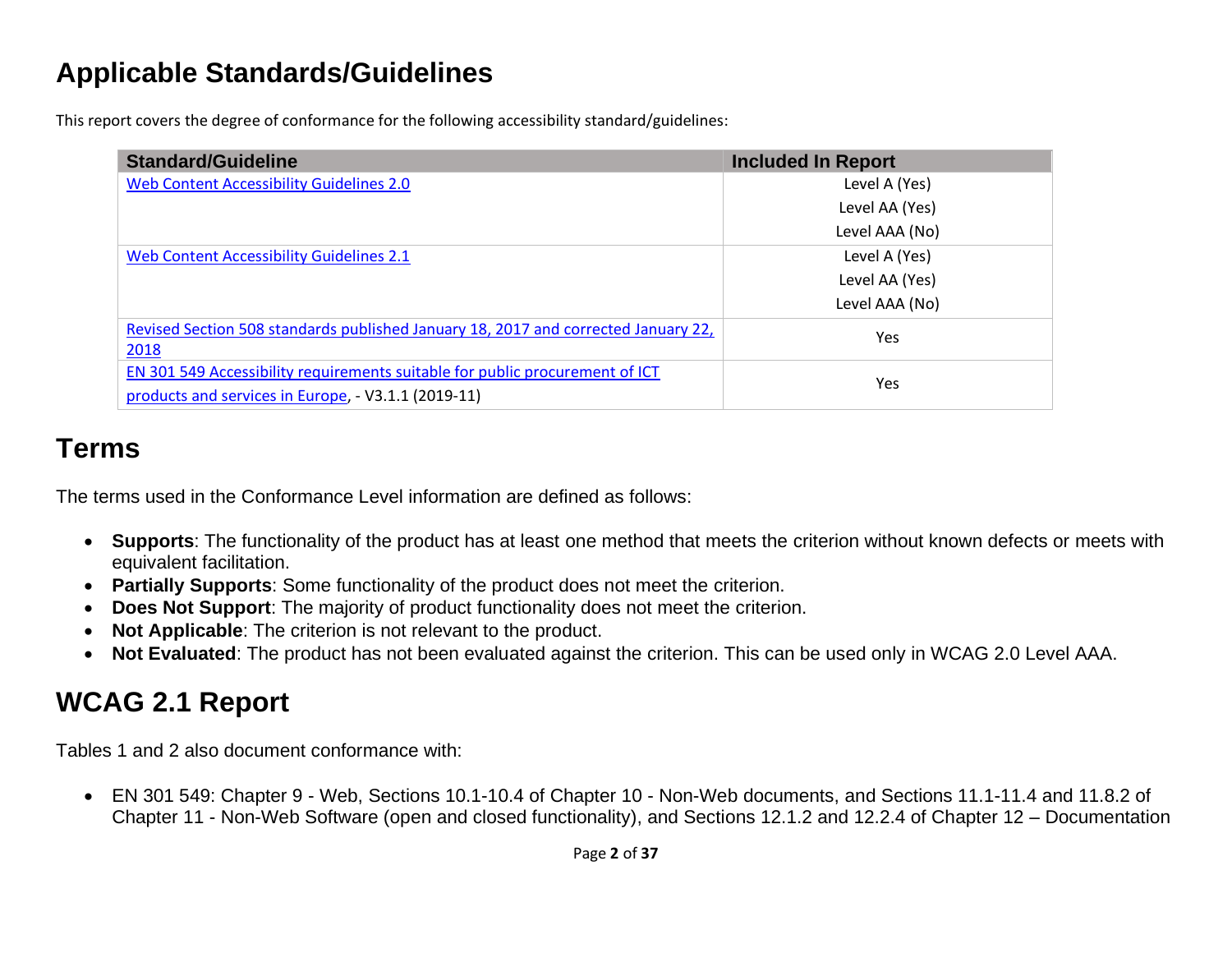## Applicable Standards/Guidelines

This report covers the degree of conformance for the following accessibility standard/guidelines:

| Standard/Guideline | Included In Report |
|---|---|
| [Web Content Accessibility Guidelines 2.0]() | Level A (Yes)<br>Level AA (Yes)<br>Level AAA (No) |
| [Web Content Accessibility Guidelines 2.1]() | Level A (Yes)<br>Level AA (Yes)<br>Level AAA (No) |
| [Revised Section 508 standards published January 18, 2017 and corrected January 22, 2018]() | Yes |
| [EN 301 549 Accessibility requirements suitable for public procurement of ICT products and services in Europe](), - V3.1.1 (2019-11) | Yes |

## Terms

The terms used in the Conformance Level information are defined as follows:

- **Supports**: The functionality of the product has at least one method that meets the criterion without known defects or meets with equivalent facilitation.
- **Partially Supports**: Some functionality of the product does not meet the criterion.
- **Does Not Support**: The majority of product functionality does not meet the criterion.
- **Not Applicable**: The criterion is not relevant to the product.
- **Not Evaluated**: The product has not been evaluated against the criterion. This can be used only in WCAG 2.0 Level AAA.

## WCAG 2.1 Report

Tables 1 and 2 also document conformance with:

- EN 301 549: Chapter 9 - Web, Sections 10.1-10.4 of Chapter 10 - Non-Web documents, and Sections 11.1-11.4 and 11.8.2 of Chapter 11 - Non-Web Software (open and closed functionality), and Sections 12.1.2 and 12.2.4 of Chapter 12 – Documentation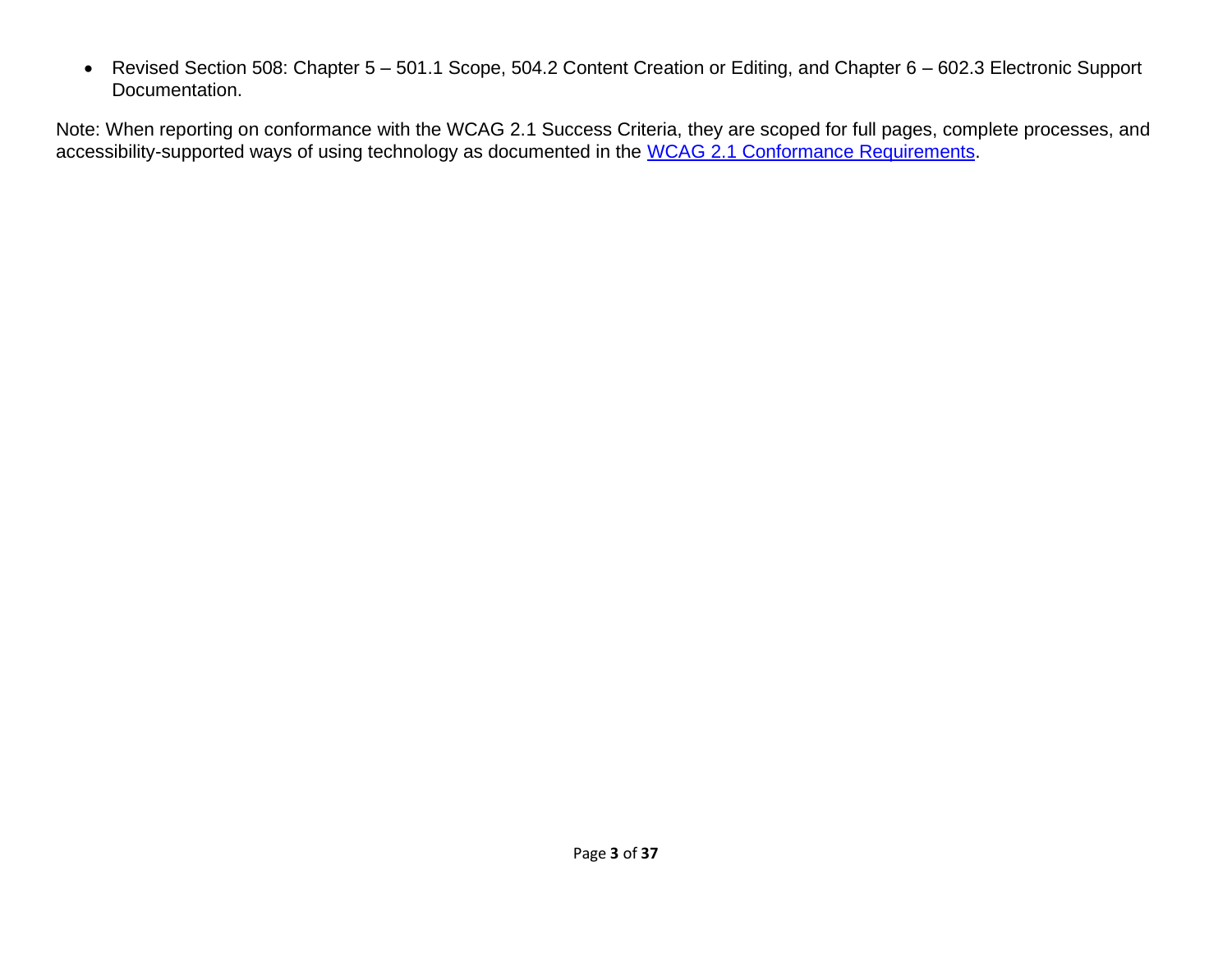- Revised Section 508: Chapter 5 – 501.1 Scope, 504.2 Content Creation or Editing, and Chapter 6 – 602.3 Electronic Support Documentation.

Note: When reporting on conformance with the WCAG 2.1 Success Criteria, they are scoped for full pages, complete processes, and accessibility-supported ways of using technology as documented in the [WCAG 2.1 Conformance Requirements](https://www.w3.org/TR/WCAG21/#conformance-reqs).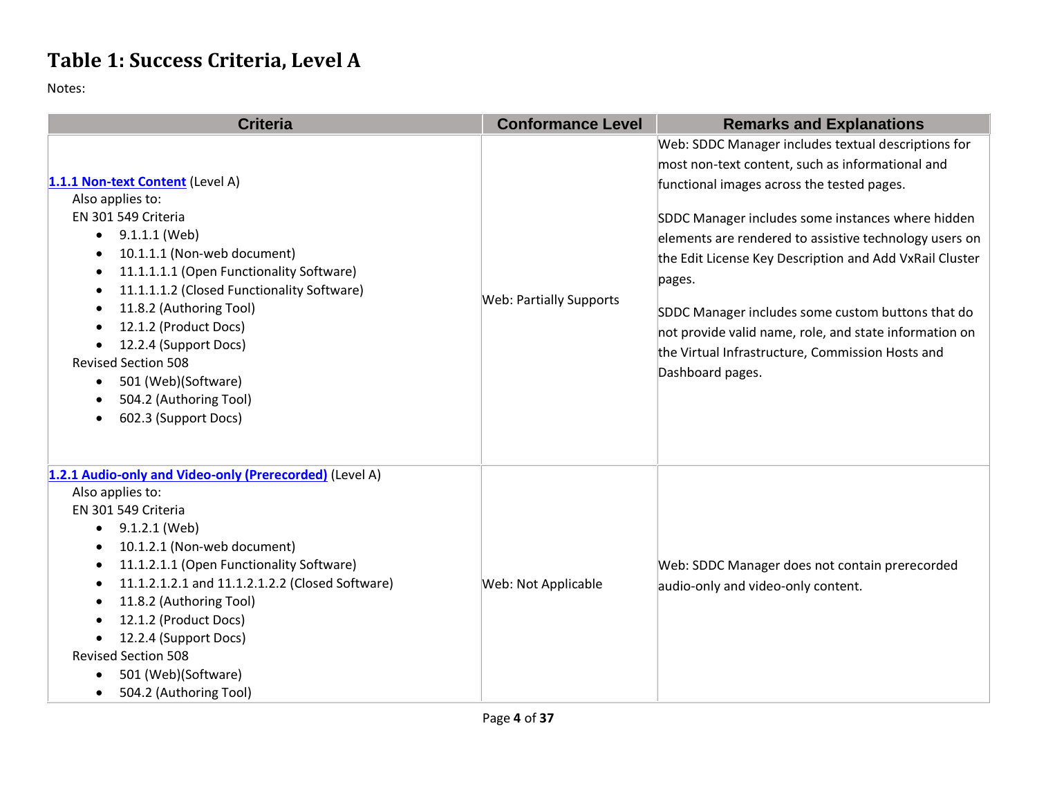## Table 1: Success Criteria, Level A

Notes:

| Criteria | Conformance Level | Remarks and Explanations |
| --- | --- | --- |
| [1.1.1 Non-text Content](#) (Level A)<br>Also applies to:<br>EN 301 549 Criteria<br>• 9.1.1.1 (Web)<br>• 10.1.1.1 (Non-web document)<br>• 11.1.1.1.1 (Open Functionality Software)<br>• 11.1.1.1.2 (Closed Functionality Software)<br>• 11.8.2 (Authoring Tool)<br>• 12.1.2 (Product Docs)<br>• 12.2.4 (Support Docs)<br>Revised Section 508<br>• 501 (Web)(Software)<br>• 504.2 (Authoring Tool)<br>• 602.3 (Support Docs) | Web: Partially Supports | Web: SDDC Manager includes textual descriptions for most non-text content, such as informational and functional images across the tested pages.<br><br>SDDC Manager includes some instances where hidden elements are rendered to assistive technology users on the Edit License Key Description and Add VxRail Cluster pages.<br><br>SDDC Manager includes some custom buttons that do not provide valid name, role, and state information on the Virtual Infrastructure, Commission Hosts and Dashboard pages. |
| [1.2.1 Audio-only and Video-only (Prerecorded)](#) (Level A)<br>Also applies to:<br>EN 301 549 Criteria<br>• 9.1.2.1 (Web)<br>• 10.1.2.1 (Non-web document)<br>• 11.1.2.1.1 (Open Functionality Software)<br>• 11.1.2.1.2.1 and 11.1.2.1.2.2 (Closed Software)<br>• 11.8.2 (Authoring Tool)<br>• 12.1.2 (Product Docs)<br>• 12.2.4 (Support Docs)<br>Revised Section 508<br>• 501 (Web)(Software)<br>• 504.2 (Authoring Tool) | Web: Not Applicable | Web: SDDC Manager does not contain prerecorded audio-only and video-only content. |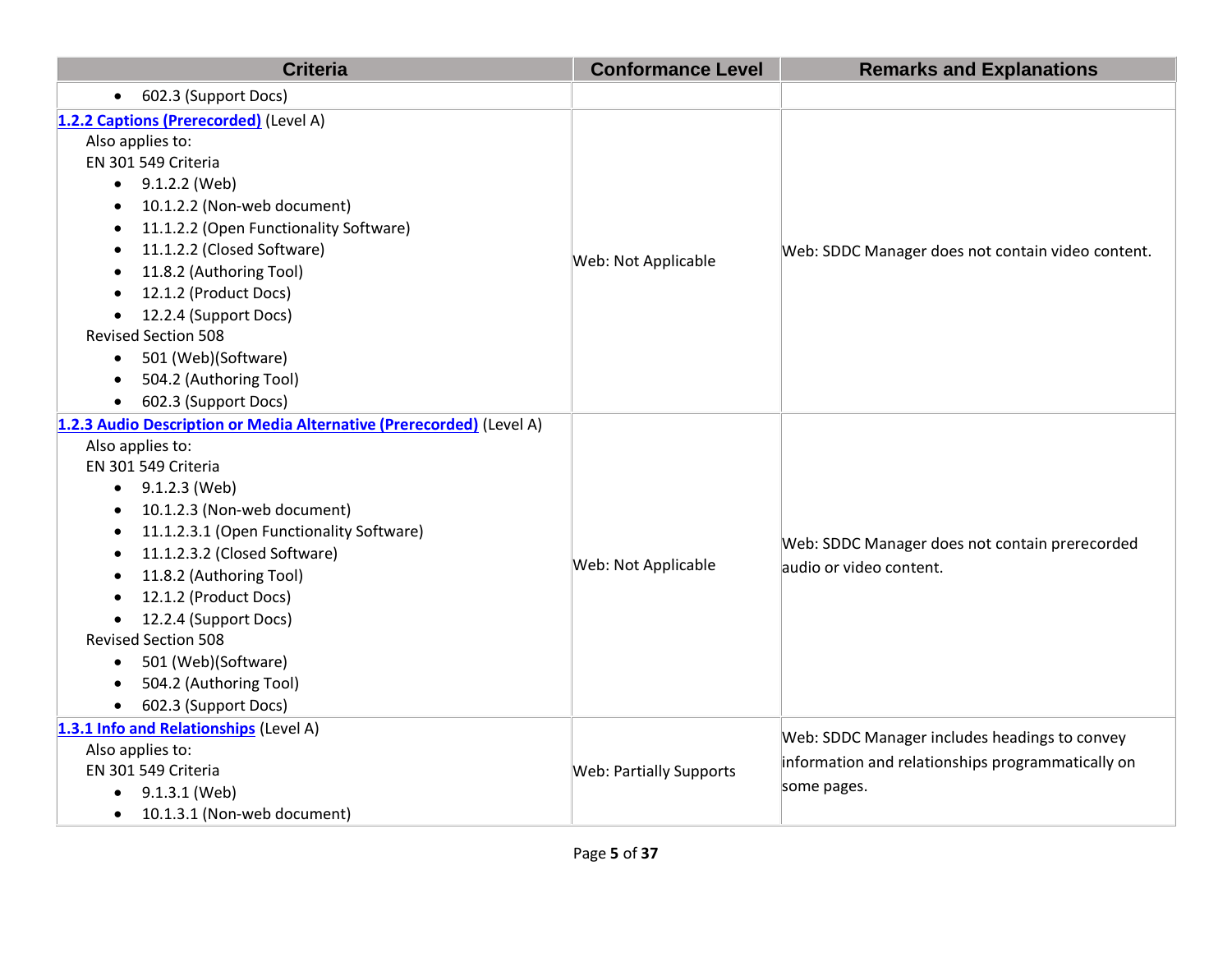| Criteria | Conformance Level | Remarks and Explanations |
| --- | --- | --- |
| • 602.3 (Support Docs) | | |
| [1.2.2 Captions (Prerecorded)](#) (Level A)<br>Also applies to:<br>EN 301 549 Criteria<br>• 9.1.2.2 (Web)<br>• 10.1.2.2 (Non-web document)<br>• 11.1.2.2 (Open Functionality Software)<br>• 11.1.2.2 (Closed Software)<br>• 11.8.2 (Authoring Tool)<br>• 12.1.2 (Product Docs)<br>• 12.2.4 (Support Docs)<br>Revised Section 508<br>• 501 (Web)(Software)<br>• 504.2 (Authoring Tool)<br>• 602.3 (Support Docs) | Web: Not Applicable | Web: SDDC Manager does not contain video content. |
| [1.2.3 Audio Description or Media Alternative (Prerecorded)](#) (Level A)<br>Also applies to:<br>EN 301 549 Criteria<br>• 9.1.2.3 (Web)<br>• 10.1.2.3 (Non-web document)<br>• 11.1.2.3.1 (Open Functionality Software)<br>• 11.1.2.3.2 (Closed Software)<br>• 11.8.2 (Authoring Tool)<br>• 12.1.2 (Product Docs)<br>• 12.2.4 (Support Docs)<br>Revised Section 508<br>• 501 (Web)(Software)<br>• 504.2 (Authoring Tool)<br>• 602.3 (Support Docs) | Web: Not Applicable | Web: SDDC Manager does not contain prerecorded audio or video content. |
| [1.3.1 Info and Relationships](#) (Level A)<br>Also applies to:<br>EN 301 549 Criteria<br>• 9.1.3.1 (Web)<br>• 10.1.3.1 (Non-web document) | Web: Partially Supports | Web: SDDC Manager includes headings to convey information and relationships programmatically on some pages. |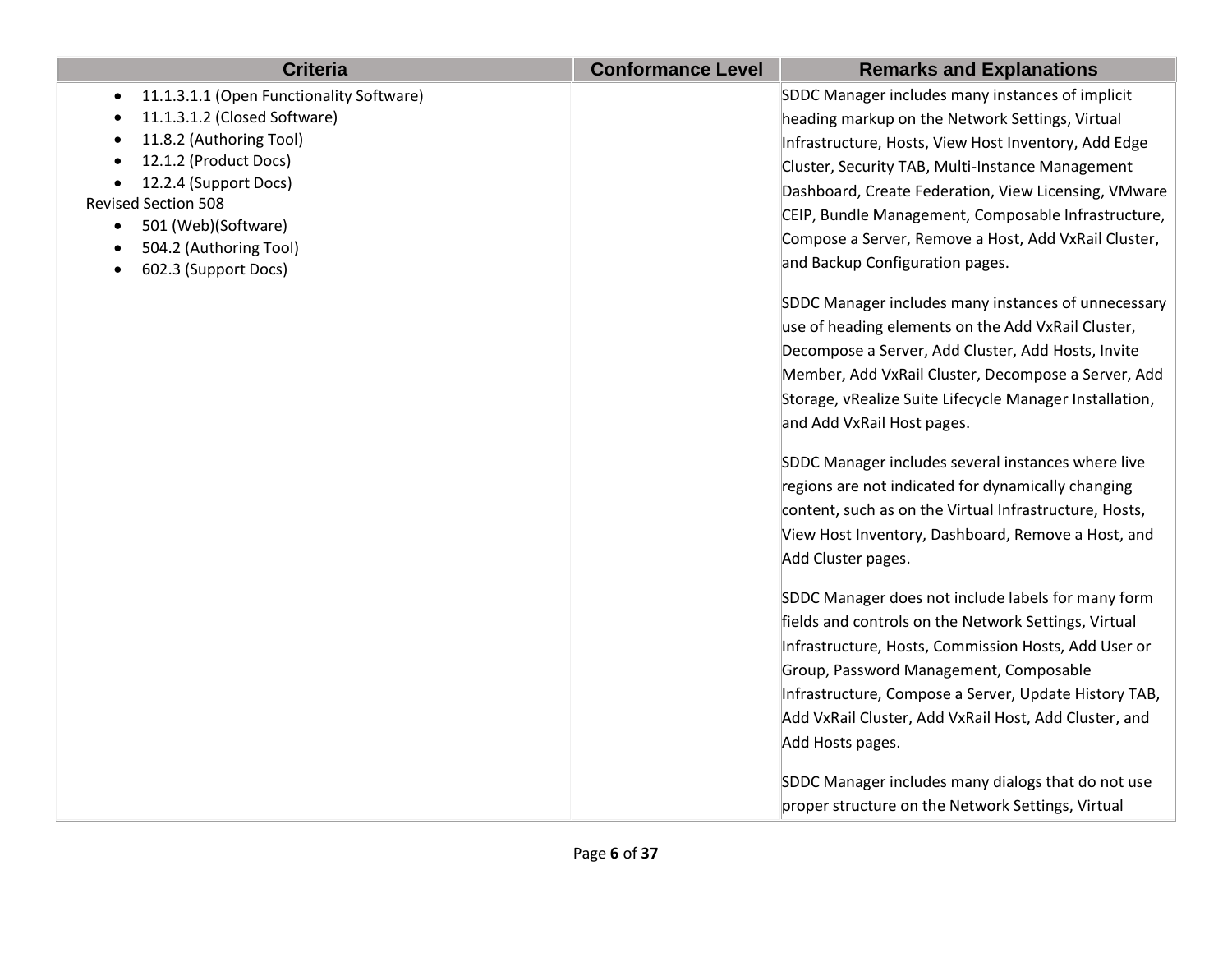| Criteria | Conformance Level | Remarks and Explanations |
|---|---|---|
| • 11.1.3.1.1 (Open Functionality Software)<br>• 11.1.3.1.2 (Closed Software)<br>• 11.8.2 (Authoring Tool)<br>• 12.1.2 (Product Docs)<br>• 12.2.4 (Support Docs)<br>Revised Section 508<br>• 501 (Web)(Software)<br>• 504.2 (Authoring Tool)<br>• 602.3 (Support Docs) | | SDDC Manager includes many instances of implicit heading markup on the Network Settings, Virtual Infrastructure, Hosts, View Host Inventory, Add Edge Cluster, Security TAB, Multi-Instance Management Dashboard, Create Federation, View Licensing, VMware CEIP, Bundle Management, Composable Infrastructure, Compose a Server, Remove a Host, Add VxRail Cluster, and Backup Configuration pages.<br><br>SDDC Manager includes many instances of unnecessary use of heading elements on the Add VxRail Cluster, Decompose a Server, Add Cluster, Add Hosts, Invite Member, Add VxRail Cluster, Decompose a Server, Add Storage, vRealize Suite Lifecycle Manager Installation, and Add VxRail Host pages.<br><br>SDDC Manager includes several instances where live regions are not indicated for dynamically changing content, such as on the Virtual Infrastructure, Hosts, View Host Inventory, Dashboard, Remove a Host, and Add Cluster pages.<br><br>SDDC Manager does not include labels for many form fields and controls on the Network Settings, Virtual Infrastructure, Hosts, Commission Hosts, Add User or Group, Password Management, Composable Infrastructure, Compose a Server, Update History TAB, Add VxRail Cluster, Add VxRail Host, Add Cluster, and Add Hosts pages.<br><br>SDDC Manager includes many dialogs that do not use proper structure on the Network Settings, Virtual |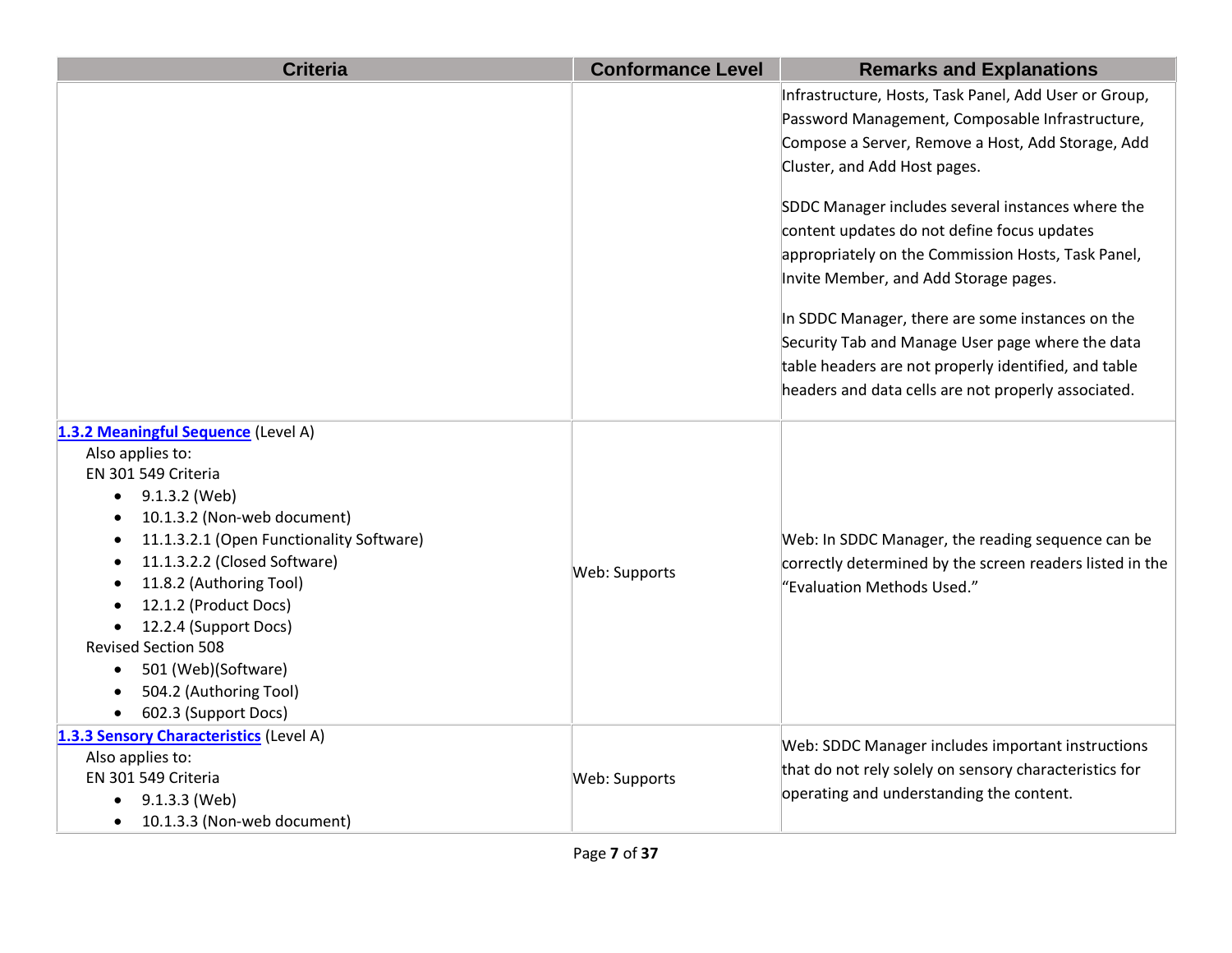| Criteria | Conformance Level | Remarks and Explanations |
| --- | --- | --- |
| | | Infrastructure, Hosts, Task Panel, Add User or Group, Password Management, Composable Infrastructure, Compose a Server, Remove a Host, Add Storage, Add Cluster, and Add Host pages.<br><br>SDDC Manager includes several instances where the content updates do not define focus updates appropriately on the Commission Hosts, Task Panel, Invite Member, and Add Storage pages.<br><br>In SDDC Manager, there are some instances on the Security Tab and Manage User page where the data table headers are not properly identified, and table headers and data cells are not properly associated. |
| **[1.3.2 Meaningful Sequence](#)** (Level A)<br>Also applies to:<br>EN 301 549 Criteria<br>• 9.1.3.2 (Web)<br>• 10.1.3.2 (Non-web document)<br>• 11.1.3.2.1 (Open Functionality Software)<br>• 11.1.3.2.2 (Closed Software)<br>• 11.8.2 (Authoring Tool)<br>• 12.1.2 (Product Docs)<br>• 12.2.4 (Support Docs)<br>Revised Section 508<br>• 501 (Web)(Software)<br>• 504.2 (Authoring Tool)<br>• 602.3 (Support Docs) | Web: Supports | Web: In SDDC Manager, the reading sequence can be correctly determined by the screen readers listed in the "Evaluation Methods Used." |
| **[1.3.3 Sensory Characteristics](#)** (Level A)<br>Also applies to:<br>EN 301 549 Criteria<br>• 9.1.3.3 (Web)<br>• 10.1.3.3 (Non-web document) | Web: Supports | Web: SDDC Manager includes important instructions that do not rely solely on sensory characteristics for operating and understanding the content. |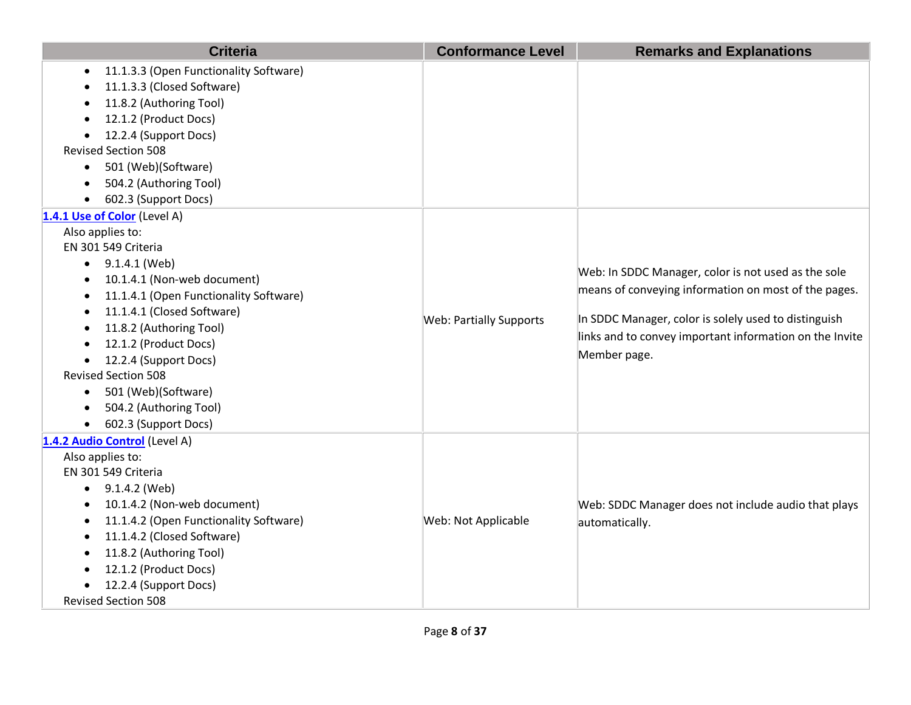| Criteria | Conformance Level | Remarks and Explanations |
| --- | --- | --- |
| <ul><li>11.1.3.3 (Open Functionality Software)</li><li>11.1.3.3 (Closed Software)</li><li>11.8.2 (Authoring Tool)</li><li>12.1.2 (Product Docs)</li><li>12.2.4 (Support Docs)</li></ul>Revised Section 508<ul><li>501 (Web)(Software)</li><li>504.2 (Authoring Tool)</li><li>602.3 (Support Docs)</li></ul> | | |
| **[1.4.1 Use of Color](https://www.w3.org/TR/WCAG21/#use-of-color)** (Level A)<br>Also applies to:<br>EN 301 549 Criteria<ul><li>9.1.4.1 (Web)</li><li>10.1.4.1 (Non-web document)</li><li>11.1.4.1 (Open Functionality Software)</li><li>11.1.4.1 (Closed Software)</li><li>11.8.2 (Authoring Tool)</li><li>12.1.2 (Product Docs)</li><li>12.2.4 (Support Docs)</li></ul>Revised Section 508<ul><li>501 (Web)(Software)</li><li>504.2 (Authoring Tool)</li><li>602.3 (Support Docs)</li></ul> | Web: Partially Supports | Web: In SDDC Manager, color is not used as the sole means of conveying information on most of the pages.<br><br>In SDDC Manager, color is solely used to distinguish links and to convey important information on the Invite Member page. |
| **[1.4.2 Audio Control](https://www.w3.org/TR/WCAG21/#audio-control)** (Level A)<br>Also applies to:<br>EN 301 549 Criteria<ul><li>9.1.4.2 (Web)</li><li>10.1.4.2 (Non-web document)</li><li>11.1.4.2 (Open Functionality Software)</li><li>11.1.4.2 (Closed Software)</li><li>11.8.2 (Authoring Tool)</li><li>12.1.2 (Product Docs)</li><li>12.2.4 (Support Docs)</li></ul>Revised Section 508 | Web: Not Applicable | Web: SDDC Manager does not include audio that plays automatically. |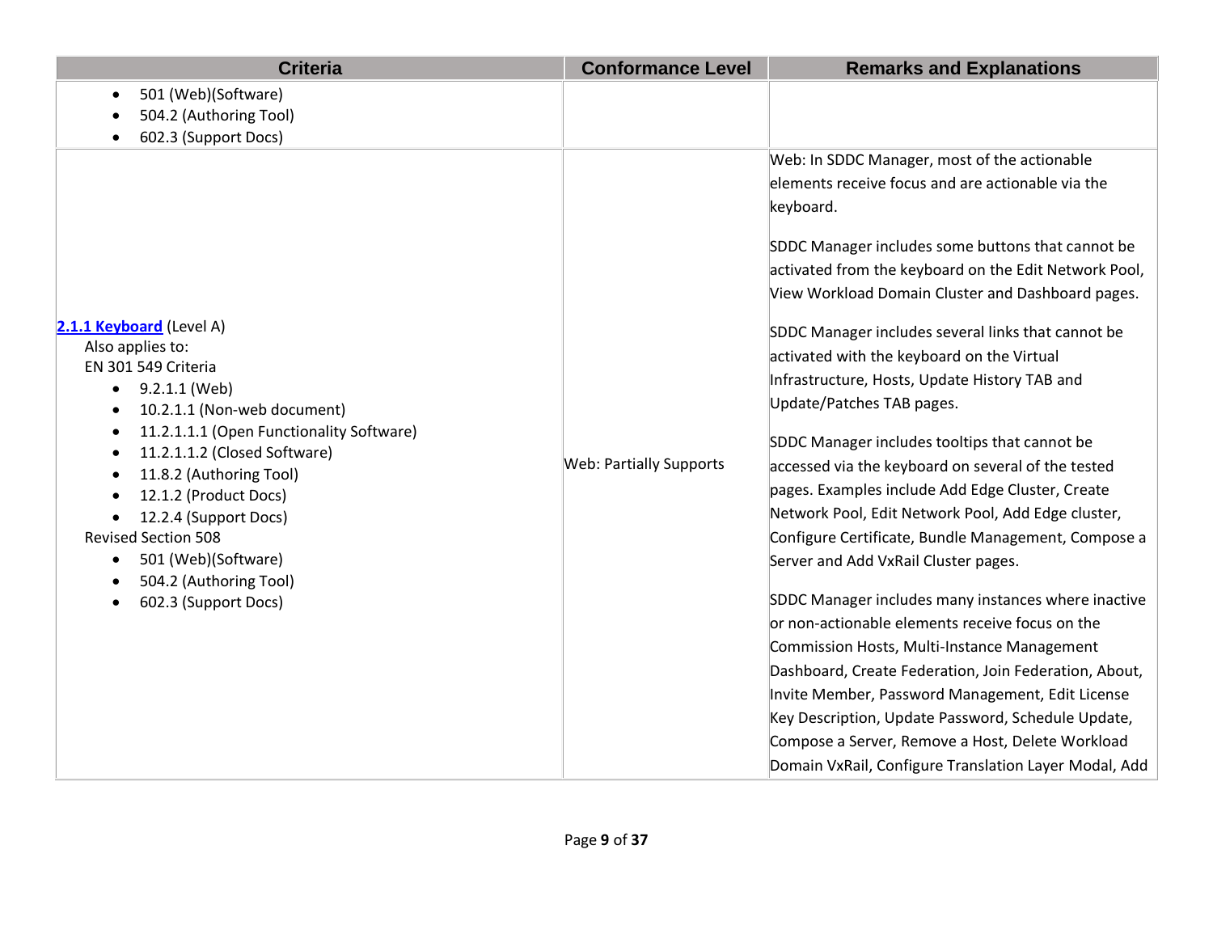| Criteria | Conformance Level | Remarks and Explanations |
| --- | --- | --- |
| • 501 (Web)(Software)<br>• 504.2 (Authoring Tool)<br>• 602.3 (Support Docs) | | |
| [2.1.1 Keyboard](#) (Level A)<br>Also applies to:<br>EN 301 549 Criteria<br>• 9.2.1.1 (Web)<br>• 10.2.1.1 (Non-web document)<br>• 11.2.1.1.1 (Open Functionality Software)<br>• 11.2.1.1.2 (Closed Software)<br>• 11.8.2 (Authoring Tool)<br>• 12.1.2 (Product Docs)<br>• 12.2.4 (Support Docs)<br>Revised Section 508<br>• 501 (Web)(Software)<br>• 504.2 (Authoring Tool)<br>• 602.3 (Support Docs) | Web: Partially Supports | Web: In SDDC Manager, most of the actionable elements receive focus and are actionable via the keyboard.<br><br>SDDC Manager includes some buttons that cannot be activated from the keyboard on the Edit Network Pool, View Workload Domain Cluster and Dashboard pages.<br><br>SDDC Manager includes several links that cannot be activated with the keyboard on the Virtual Infrastructure, Hosts, Update History TAB and Update/Patches TAB pages.<br><br>SDDC Manager includes tooltips that cannot be accessed via the keyboard on several of the tested pages. Examples include Add Edge Cluster, Create Network Pool, Edit Network Pool, Add Edge cluster, Configure Certificate, Bundle Management, Compose a Server and Add VxRail Cluster pages.<br><br>SDDC Manager includes many instances where inactive or non-actionable elements receive focus on the Commission Hosts, Multi-Instance Management Dashboard, Create Federation, Join Federation, About, Invite Member, Password Management, Edit License Key Description, Update Password, Schedule Update, Compose a Server, Remove a Host, Delete Workload Domain VxRail, Configure Translation Layer Modal, Add |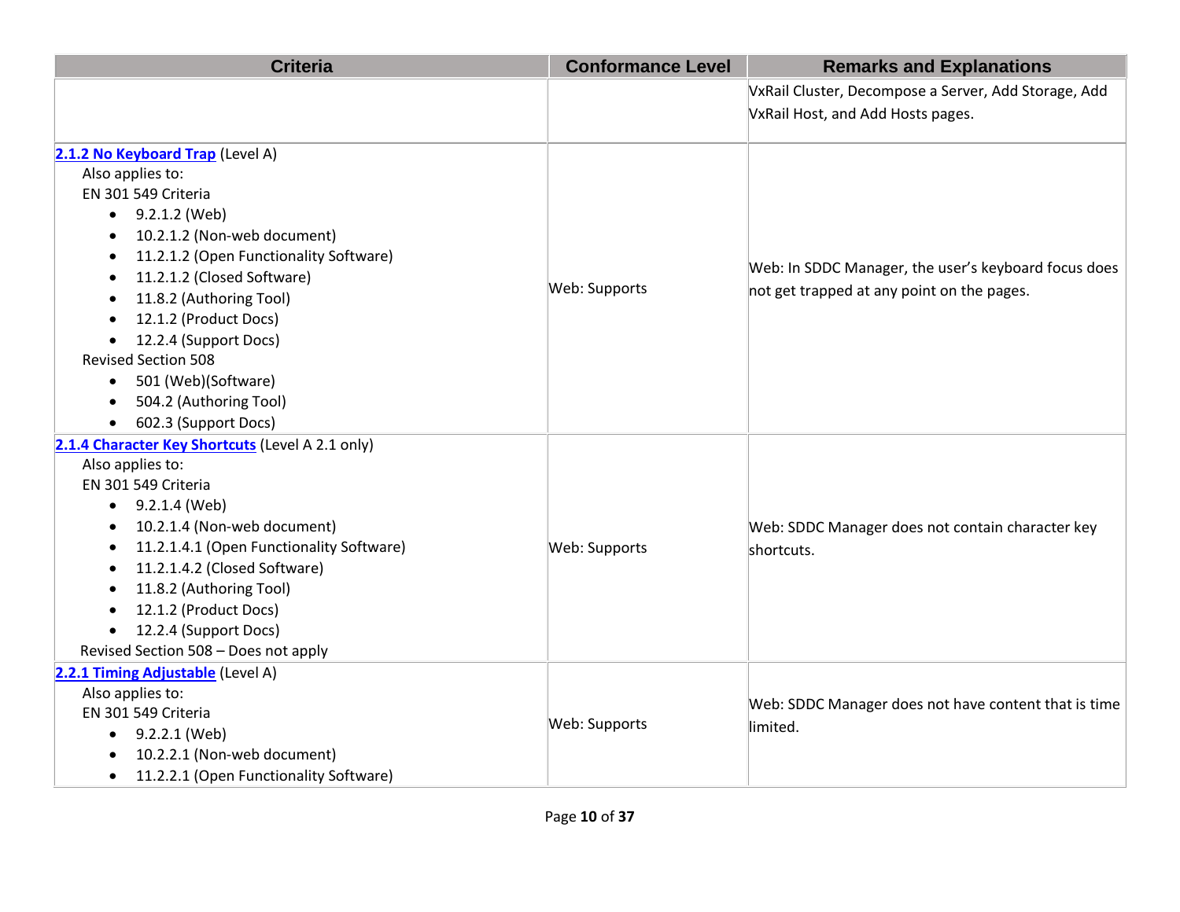| Criteria | Conformance Level | Remarks and Explanations |
|---|---|---|
| | | VxRail Cluster, Decompose a Server, Add Storage, Add VxRail Host, and Add Hosts pages. |
| **2.1.2 No Keyboard Trap** (Level A)<br>Also applies to:<br>EN 301 549 Criteria<br>• 9.2.1.2 (Web)<br>• 10.2.1.2 (Non-web document)<br>• 11.2.1.2 (Open Functionality Software)<br>• 11.2.1.2 (Closed Software)<br>• 11.8.2 (Authoring Tool)<br>• 12.1.2 (Product Docs)<br>• 12.2.4 (Support Docs)<br>Revised Section 508<br>• 501 (Web)(Software)<br>• 504.2 (Authoring Tool)<br>• 602.3 (Support Docs) | Web: Supports | Web: In SDDC Manager, the user's keyboard focus does not get trapped at any point on the pages. |
| **2.1.4 Character Key Shortcuts** (Level A 2.1 only)<br>Also applies to:<br>EN 301 549 Criteria<br>• 9.2.1.4 (Web)<br>• 10.2.1.4 (Non-web document)<br>• 11.2.1.4.1 (Open Functionality Software)<br>• 11.2.1.4.2 (Closed Software)<br>• 11.8.2 (Authoring Tool)<br>• 12.1.2 (Product Docs)<br>• 12.2.4 (Support Docs)<br>Revised Section 508 – Does not apply | Web: Supports | Web: SDDC Manager does not contain character key shortcuts. |
| **2.2.1 Timing Adjustable** (Level A)<br>Also applies to:<br>EN 301 549 Criteria<br>• 9.2.2.1 (Web)<br>• 10.2.2.1 (Non-web document)<br>• 11.2.2.1 (Open Functionality Software) | Web: Supports | Web: SDDC Manager does not have content that is time limited. |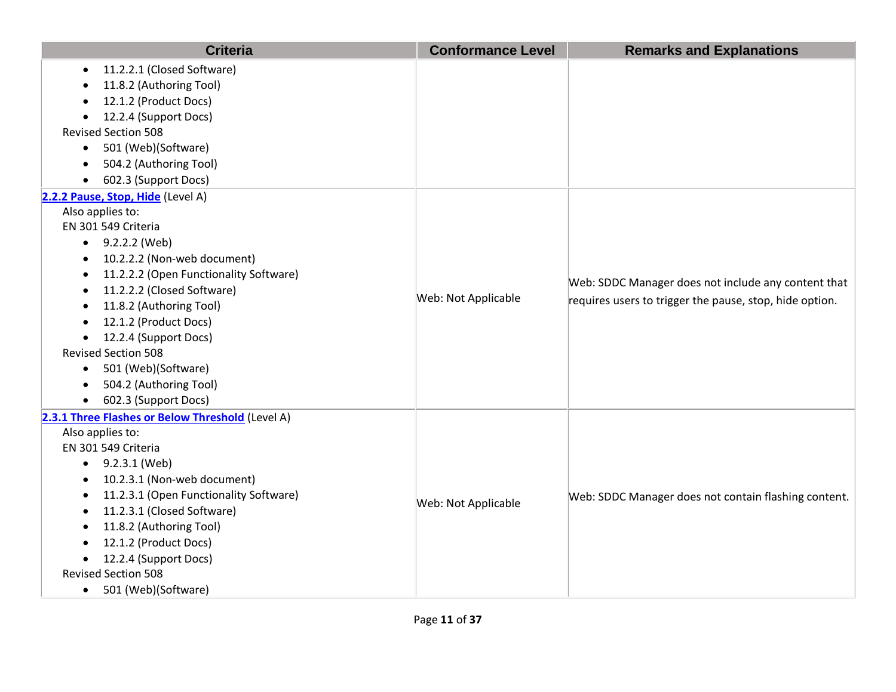| Criteria | Conformance Level | Remarks and Explanations |
| --- | --- | --- |
| • 11.2.2.1 (Closed Software)<br>• 11.8.2 (Authoring Tool)<br>• 12.1.2 (Product Docs)<br>• 12.2.4 (Support Docs)<br>Revised Section 508<br>• 501 (Web)(Software)<br>• 504.2 (Authoring Tool)<br>• 602.3 (Support Docs) | | |
| [2.2.2 Pause, Stop, Hide]() (Level A)<br>Also applies to:<br>EN 301 549 Criteria<br>• 9.2.2.2 (Web)<br>• 10.2.2.2 (Non-web document)<br>• 11.2.2.2 (Open Functionality Software)<br>• 11.2.2.2 (Closed Software)<br>• 11.8.2 (Authoring Tool)<br>• 12.1.2 (Product Docs)<br>• 12.2.4 (Support Docs)<br>Revised Section 508<br>• 501 (Web)(Software)<br>• 504.2 (Authoring Tool)<br>• 602.3 (Support Docs) | Web: Not Applicable | Web: SDDC Manager does not include any content that requires users to trigger the pause, stop, hide option. |
| [2.3.1 Three Flashes or Below Threshold]() (Level A)<br>Also applies to:<br>EN 301 549 Criteria<br>• 9.2.3.1 (Web)<br>• 10.2.3.1 (Non-web document)<br>• 11.2.3.1 (Open Functionality Software)<br>• 11.2.3.1 (Closed Software)<br>• 11.8.2 (Authoring Tool)<br>• 12.1.2 (Product Docs)<br>• 12.2.4 (Support Docs)<br>Revised Section 508<br>• 501 (Web)(Software) | Web: Not Applicable | Web: SDDC Manager does not contain flashing content. |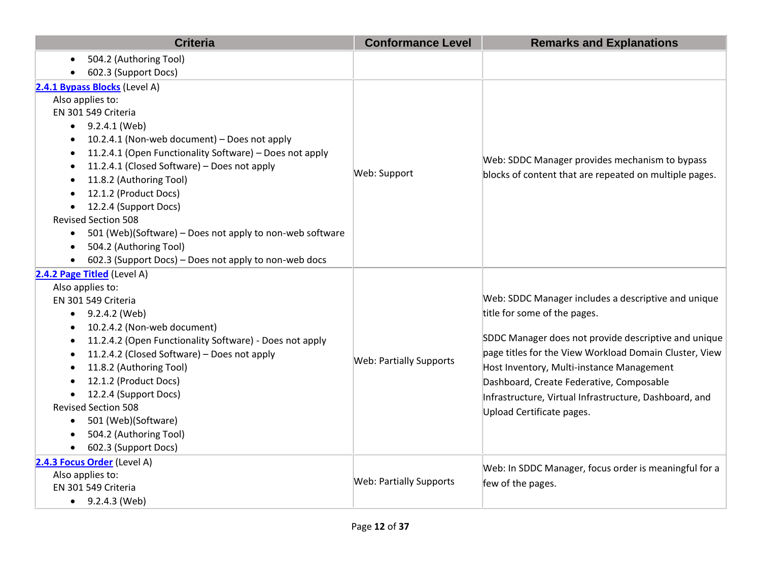| Criteria | Conformance Level | Remarks and Explanations |
|---|---|---|
| • 504.2 (Authoring Tool)<br>• 602.3 (Support Docs) | | |
| [2.4.1 Bypass Blocks](#) (Level A)<br>Also applies to:<br>EN 301 549 Criteria<br>• 9.2.4.1 (Web)<br>• 10.2.4.1 (Non-web document) – Does not apply<br>• 11.2.4.1 (Open Functionality Software) – Does not apply<br>• 11.2.4.1 (Closed Software) – Does not apply<br>• 11.8.2 (Authoring Tool)<br>• 12.1.2 (Product Docs)<br>• 12.2.4 (Support Docs)<br>Revised Section 508<br>• 501 (Web)(Software) – Does not apply to non-web software<br>• 504.2 (Authoring Tool)<br>• 602.3 (Support Docs) – Does not apply to non-web docs | Web: Support | Web: SDDC Manager provides mechanism to bypass blocks of content that are repeated on multiple pages. |
| [2.4.2 Page Titled](#) (Level A)<br>Also applies to:<br>EN 301 549 Criteria<br>• 9.2.4.2 (Web)<br>• 10.2.4.2 (Non-web document)<br>• 11.2.4.2 (Open Functionality Software) - Does not apply<br>• 11.2.4.2 (Closed Software) – Does not apply<br>• 11.8.2 (Authoring Tool)<br>• 12.1.2 (Product Docs)<br>• 12.2.4 (Support Docs)<br>Revised Section 508<br>• 501 (Web)(Software)<br>• 504.2 (Authoring Tool)<br>• 602.3 (Support Docs) | Web: Partially Supports | Web: SDDC Manager includes a descriptive and unique title for some of the pages.<br><br>SDDC Manager does not provide descriptive and unique page titles for the View Workload Domain Cluster, View Host Inventory, Multi-instance Management Dashboard, Create Federative, Composable Infrastructure, Virtual Infrastructure, Dashboard, and Upload Certificate pages. |
| [2.4.3 Focus Order](#) (Level A)<br>Also applies to:<br>EN 301 549 Criteria<br>• 9.2.4.3 (Web) | Web: Partially Supports | Web: In SDDC Manager, focus order is meaningful for a few of the pages. |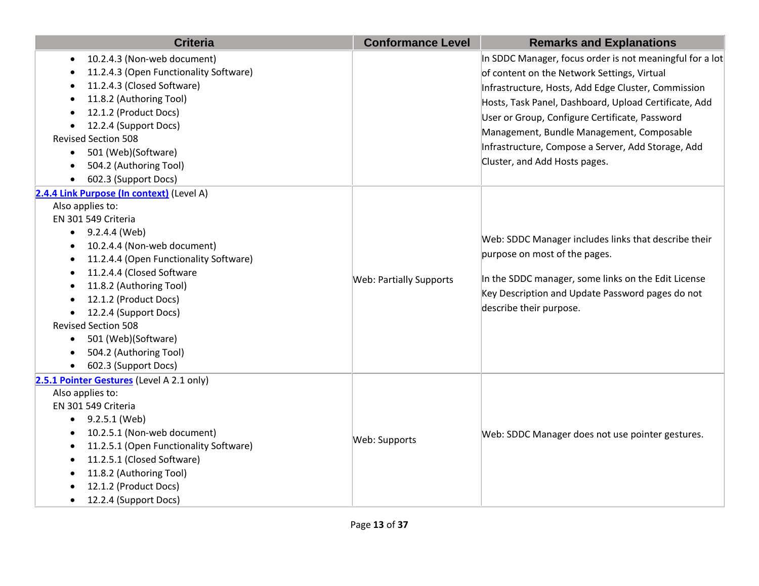| Criteria | Conformance Level | Remarks and Explanations |
| --- | --- | --- |
| <ul><li>10.2.4.3 (Non-web document)</li><li>11.2.4.3 (Open Functionality Software)</li><li>11.2.4.3 (Closed Software)</li><li>11.8.2 (Authoring Tool)</li><li>12.1.2 (Product Docs)</li><li>12.2.4 (Support Docs)</li></ul>Revised Section 508<ul><li>501 (Web)(Software)</li><li>504.2 (Authoring Tool)</li><li>602.3 (Support Docs)</li></ul> | | In SDDC Manager, focus order is not meaningful for a lot of content on the Network Settings, Virtual Infrastructure, Hosts, Add Edge Cluster, Commission Hosts, Task Panel, Dashboard, Upload Certificate, Add User or Group, Configure Certificate, Password Management, Bundle Management, Composable Infrastructure, Compose a Server, Add Storage, Add Cluster, and Add Hosts pages. |
| **[2.4.4 Link Purpose (In context)](https://www.w3.org/TR/WCAG21/#link-purpose-in-context)** (Level A)<br>Also applies to:<br>EN 301 549 Criteria<ul><li>9.2.4.4 (Web)</li><li>10.2.4.4 (Non-web document)</li><li>11.2.4.4 (Open Functionality Software)</li><li>11.2.4.4 (Closed Software</li><li>11.8.2 (Authoring Tool)</li><li>12.1.2 (Product Docs)</li><li>12.2.4 (Support Docs)</li></ul>Revised Section 508<ul><li>501 (Web)(Software)</li><li>504.2 (Authoring Tool)</li><li>602.3 (Support Docs)</li></ul> | Web: Partially Supports | Web: SDDC Manager includes links that describe their purpose on most of the pages.<br><br>In the SDDC manager, some links on the Edit License Key Description and Update Password pages do not describe their purpose. |
| **[2.5.1 Pointer Gestures](https://www.w3.org/TR/WCAG21/#pointer-gestures)** (Level A 2.1 only)<br>Also applies to:<br>EN 301 549 Criteria<ul><li>9.2.5.1 (Web)</li><li>10.2.5.1 (Non-web document)</li><li>11.2.5.1 (Open Functionality Software)</li><li>11.2.5.1 (Closed Software)</li><li>11.8.2 (Authoring Tool)</li><li>12.1.2 (Product Docs)</li><li>12.2.4 (Support Docs)</li></ul> | Web: Supports | Web: SDDC Manager does not use pointer gestures. |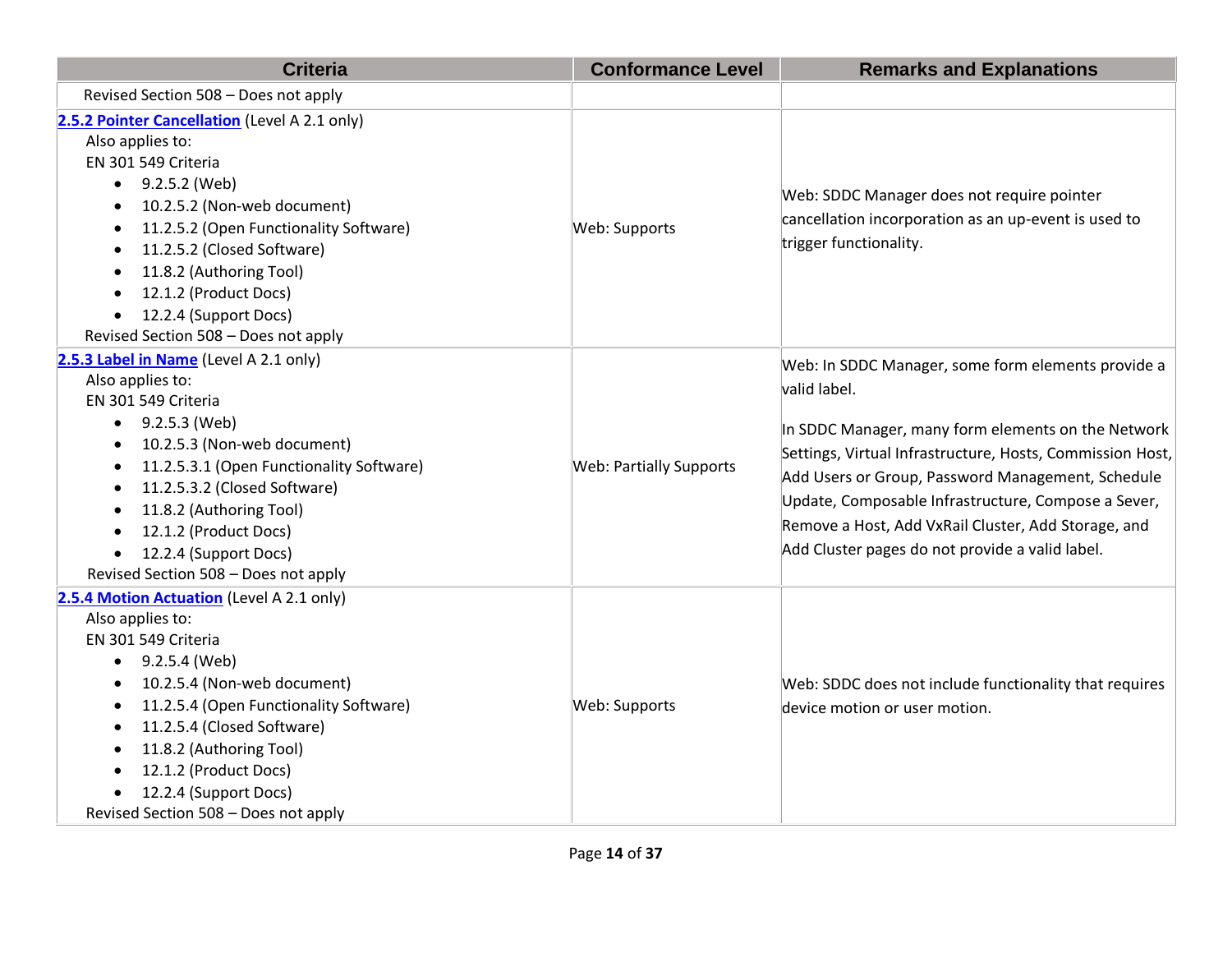| Criteria | Conformance Level | Remarks and Explanations |
| --- | --- | --- |
| Revised Section 508 – Does not apply | | |
| [2.5.2 Pointer Cancellation](#) (Level A 2.1 only)<br>Also applies to:<br>EN 301 549 Criteria<br>• 9.2.5.2 (Web)<br>• 10.2.5.2 (Non-web document)<br>• 11.2.5.2 (Open Functionality Software)<br>• 11.2.5.2 (Closed Software)<br>• 11.8.2 (Authoring Tool)<br>• 12.1.2 (Product Docs)<br>• 12.2.4 (Support Docs)<br>Revised Section 508 – Does not apply | Web: Supports | Web: SDDC Manager does not require pointer cancellation incorporation as an up-event is used to trigger functionality. |
| [2.5.3 Label in Name](#) (Level A 2.1 only)<br>Also applies to:<br>EN 301 549 Criteria<br>• 9.2.5.3 (Web)<br>• 10.2.5.3 (Non-web document)<br>• 11.2.5.3.1 (Open Functionality Software)<br>• 11.2.5.3.2 (Closed Software)<br>• 11.8.2 (Authoring Tool)<br>• 12.1.2 (Product Docs)<br>• 12.2.4 (Support Docs)<br>Revised Section 508 – Does not apply | Web: Partially Supports | Web: In SDDC Manager, some form elements provide a valid label.<br><br>In SDDC Manager, many form elements on the Network Settings, Virtual Infrastructure, Hosts, Commission Host, Add Users or Group, Password Management, Schedule Update, Composable Infrastructure, Compose a Sever, Remove a Host, Add VxRail Cluster, Add Storage, and Add Cluster pages do not provide a valid label. |
| [2.5.4 Motion Actuation](#) (Level A 2.1 only)<br>Also applies to:<br>EN 301 549 Criteria<br>• 9.2.5.4 (Web)<br>• 10.2.5.4 (Non-web document)<br>• 11.2.5.4 (Open Functionality Software)<br>• 11.2.5.4 (Closed Software)<br>• 11.8.2 (Authoring Tool)<br>• 12.1.2 (Product Docs)<br>• 12.2.4 (Support Docs)<br>Revised Section 508 – Does not apply | Web: Supports | Web: SDDC does not include functionality that requires device motion or user motion. |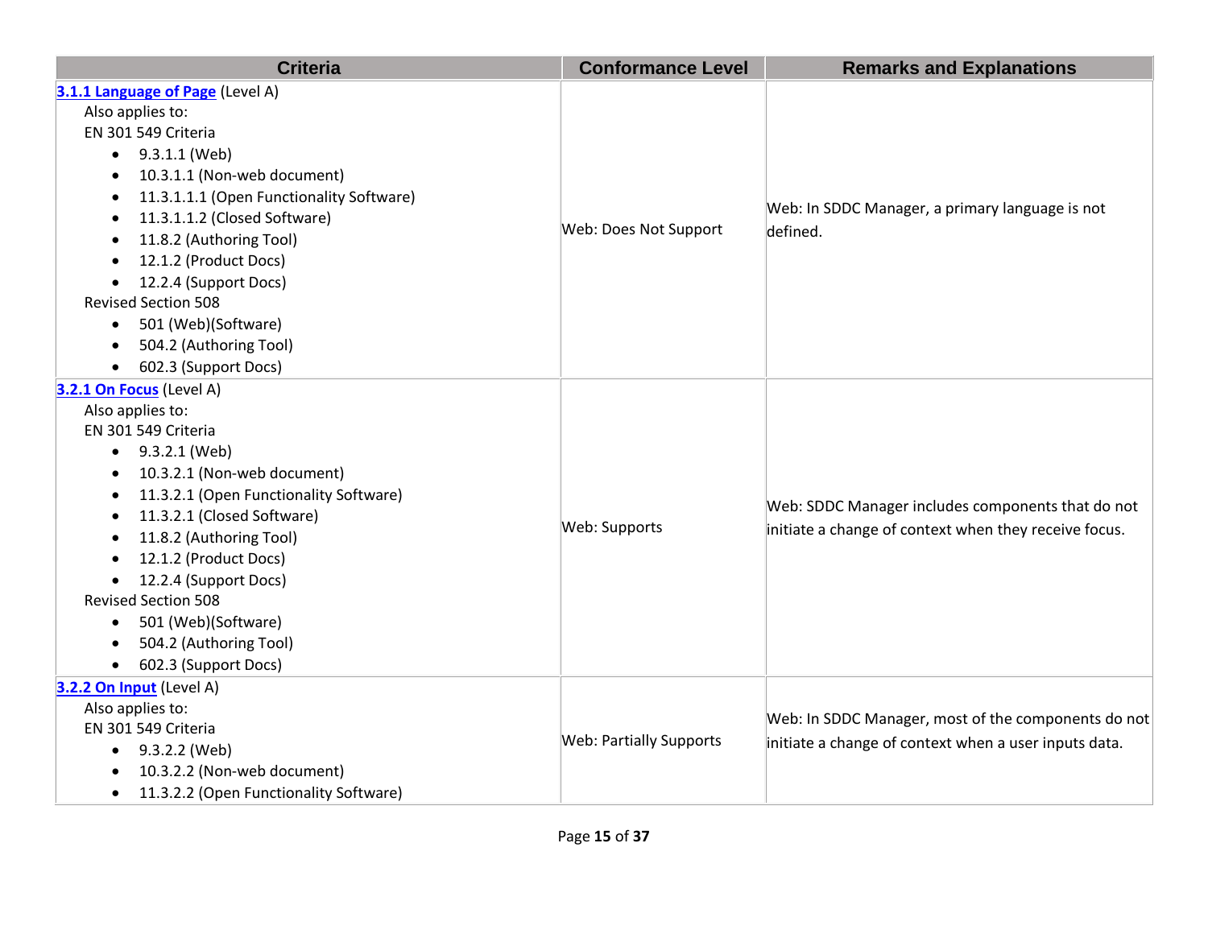| Criteria | Conformance Level | Remarks and Explanations |
| --- | --- | --- |
| **3.1.1 Language of Page** (Level A)<br>Also applies to:<br>EN 301 549 Criteria<br>• 9.3.1.1 (Web)<br>• 10.3.1.1 (Non-web document)<br>• 11.3.1.1.1 (Open Functionality Software)<br>• 11.3.1.1.2 (Closed Software)<br>• 11.8.2 (Authoring Tool)<br>• 12.1.2 (Product Docs)<br>• 12.2.4 (Support Docs)<br>Revised Section 508<br>• 501 (Web)(Software)<br>• 504.2 (Authoring Tool)<br>• 602.3 (Support Docs) | Web: Does Not Support | Web: In SDDC Manager, a primary language is not defined. |
| **3.2.1 On Focus** (Level A)<br>Also applies to:<br>EN 301 549 Criteria<br>• 9.3.2.1 (Web)<br>• 10.3.2.1 (Non-web document)<br>• 11.3.2.1 (Open Functionality Software)<br>• 11.3.2.1 (Closed Software)<br>• 11.8.2 (Authoring Tool)<br>• 12.1.2 (Product Docs)<br>• 12.2.4 (Support Docs)<br>Revised Section 508<br>• 501 (Web)(Software)<br>• 504.2 (Authoring Tool)<br>• 602.3 (Support Docs) | Web: Supports | Web: SDDC Manager includes components that do not initiate a change of context when they receive focus. |
| **3.2.2 On Input** (Level A)<br>Also applies to:<br>EN 301 549 Criteria<br>• 9.3.2.2 (Web)<br>• 10.3.2.2 (Non-web document)<br>• 11.3.2.2 (Open Functionality Software) | Web: Partially Supports | Web: In SDDC Manager, most of the components do not initiate a change of context when a user inputs data. |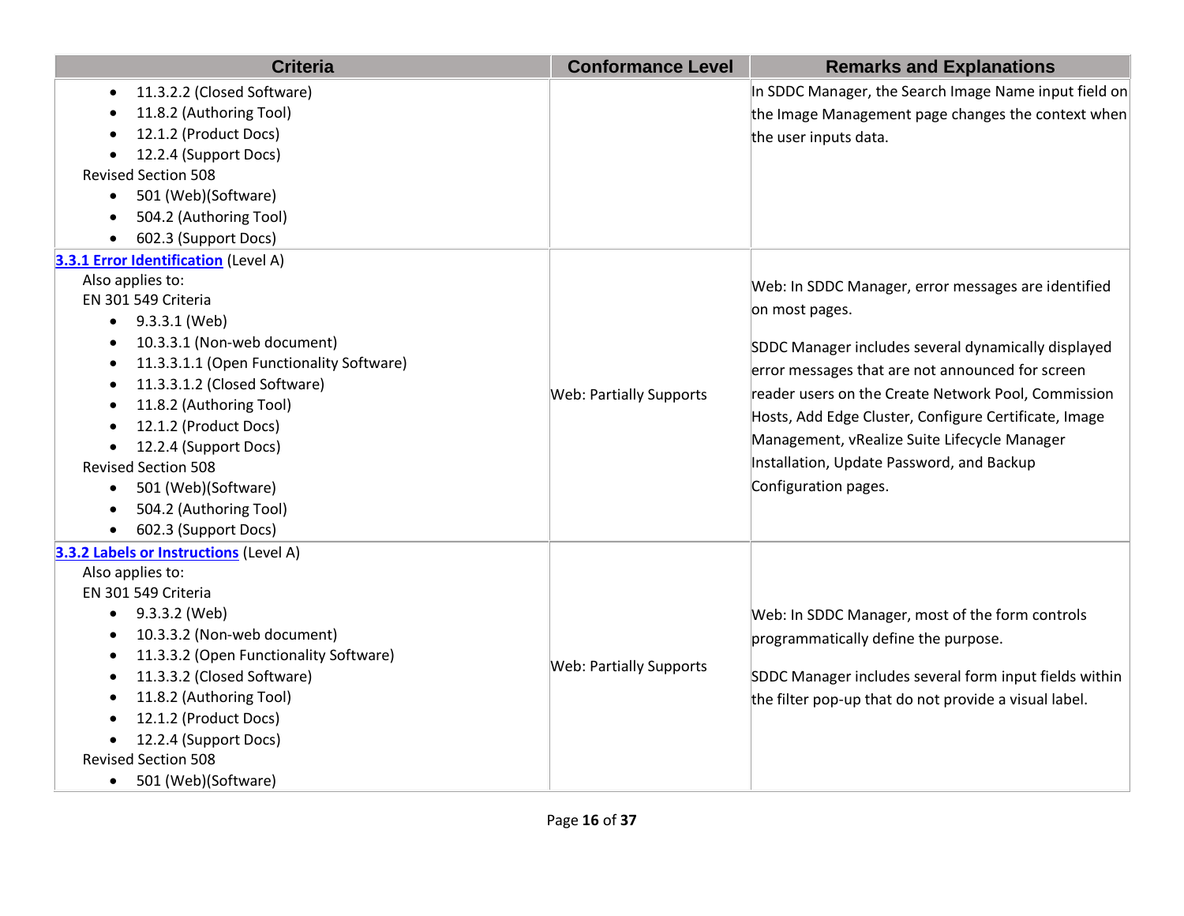| Criteria | Conformance Level | Remarks and Explanations |
| --- | --- | --- |
| • 11.3.2.2 (Closed Software)<br>• 11.8.2 (Authoring Tool)<br>• 12.1.2 (Product Docs)<br>• 12.2.4 (Support Docs)<br>Revised Section 508<br>• 501 (Web)(Software)<br>• 504.2 (Authoring Tool)<br>• 602.3 (Support Docs) | | In SDDC Manager, the Search Image Name input field on the Image Management page changes the context when the user inputs data. |
| **[3.3.1 Error Identification](https://www.w3.org/TR/WCAG21/#error-identification)** (Level A)<br>Also applies to:<br>EN 301 549 Criteria<br>• 9.3.3.1 (Web)<br>• 10.3.3.1 (Non-web document)<br>• 11.3.3.1.1 (Open Functionality Software)<br>• 11.3.3.1.2 (Closed Software)<br>• 11.8.2 (Authoring Tool)<br>• 12.1.2 (Product Docs)<br>• 12.2.4 (Support Docs)<br>Revised Section 508<br>• 501 (Web)(Software)<br>• 504.2 (Authoring Tool)<br>• 602.3 (Support Docs) | Web: Partially Supports | Web: In SDDC Manager, error messages are identified on most pages.<br><br>SDDC Manager includes several dynamically displayed error messages that are not announced for screen reader users on the Create Network Pool, Commission Hosts, Add Edge Cluster, Configure Certificate, Image Management, vRealize Suite Lifecycle Manager Installation, Update Password, and Backup Configuration pages. |
| **[3.3.2 Labels or Instructions](https://www.w3.org/TR/WCAG21/#labels-or-instructions)** (Level A)<br>Also applies to:<br>EN 301 549 Criteria<br>• 9.3.3.2 (Web)<br>• 10.3.3.2 (Non-web document)<br>• 11.3.3.2 (Open Functionality Software)<br>• 11.3.3.2 (Closed Software)<br>• 11.8.2 (Authoring Tool)<br>• 12.1.2 (Product Docs)<br>• 12.2.4 (Support Docs)<br>Revised Section 508<br>• 501 (Web)(Software) | Web: Partially Supports | Web: In SDDC Manager, most of the form controls programmatically define the purpose.<br><br>SDDC Manager includes several form input fields within the filter pop-up that do not provide a visual label. |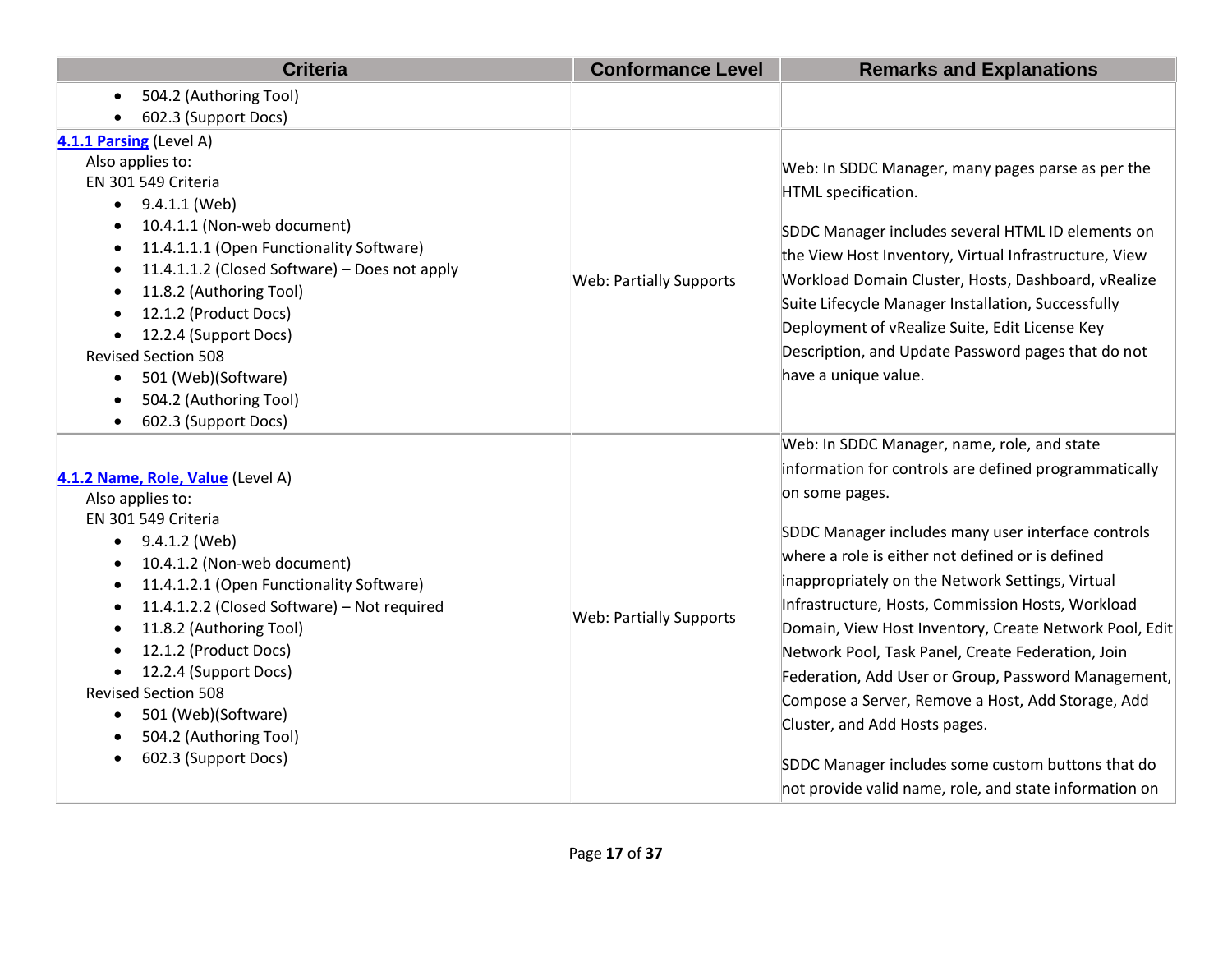| Criteria | Conformance Level | Remarks and Explanations |
| --- | --- | --- |
| <ul><li>504.2 (Authoring Tool)</li><li>602.3 (Support Docs)</li></ul> | | |
| **[4.1.1 Parsing](#)** (Level A)<br>Also applies to:<br>EN 301 549 Criteria<ul><li>9.4.1.1 (Web)</li><li>10.4.1.1 (Non-web document)</li><li>11.4.1.1.1 (Open Functionality Software)</li><li>11.4.1.1.2 (Closed Software) – Does not apply</li><li>11.8.2 (Authoring Tool)</li><li>12.1.2 (Product Docs)</li><li>12.2.4 (Support Docs)</li></ul>Revised Section 508<ul><li>501 (Web)(Software)</li><li>504.2 (Authoring Tool)</li><li>602.3 (Support Docs)</li></ul> | Web: Partially Supports | Web: In SDDC Manager, many pages parse as per the HTML specification.<br><br>SDDC Manager includes several HTML ID elements on the View Host Inventory, Virtual Infrastructure, View Workload Domain Cluster, Hosts, Dashboard, vRealize Suite Lifecycle Manager Installation, Successfully Deployment of vRealize Suite, Edit License Key Description, and Update Password pages that do not have a unique value. |
| **[4.1.2 Name, Role, Value](#)** (Level A)<br>Also applies to:<br>EN 301 549 Criteria<ul><li>9.4.1.2 (Web)</li><li>10.4.1.2 (Non-web document)</li><li>11.4.1.2.1 (Open Functionality Software)</li><li>11.4.1.2.2 (Closed Software) – Not required</li><li>11.8.2 (Authoring Tool)</li><li>12.1.2 (Product Docs)</li><li>12.2.4 (Support Docs)</li></ul>Revised Section 508<ul><li>501 (Web)(Software)</li><li>504.2 (Authoring Tool)</li><li>602.3 (Support Docs)</li></ul> | Web: Partially Supports | Web: In SDDC Manager, name, role, and state information for controls are defined programmatically on some pages.<br><br>SDDC Manager includes many user interface controls where a role is either not defined or is defined inappropriately on the Network Settings, Virtual Infrastructure, Hosts, Commission Hosts, Workload Domain, View Host Inventory, Create Network Pool, Edit Network Pool, Task Panel, Create Federation, Join Federation, Add User or Group, Password Management, Compose a Server, Remove a Host, Add Storage, Add Cluster, and Add Hosts pages.<br><br>SDDC Manager includes some custom buttons that do not provide valid name, role, and state information on |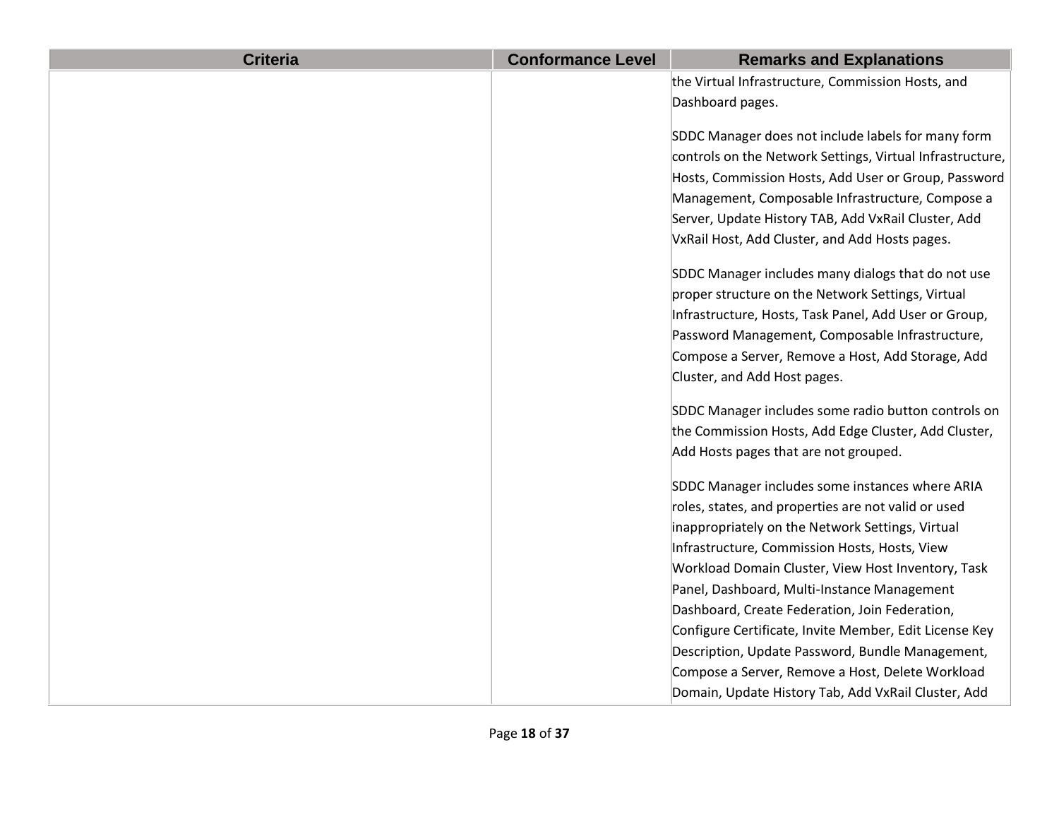| Criteria | Conformance Level | Remarks and Explanations |
|---|---|---|
| | | the Virtual Infrastructure, Commission Hosts, and Dashboard pages.<br><br>SDDC Manager does not include labels for many form controls on the Network Settings, Virtual Infrastructure, Hosts, Commission Hosts, Add User or Group, Password Management, Composable Infrastructure, Compose a Server, Update History TAB, Add VxRail Cluster, Add VxRail Host, Add Cluster, and Add Hosts pages.<br><br>SDDC Manager includes many dialogs that do not use proper structure on the Network Settings, Virtual Infrastructure, Hosts, Task Panel, Add User or Group, Password Management, Composable Infrastructure, Compose a Server, Remove a Host, Add Storage, Add Cluster, and Add Host pages.<br><br>SDDC Manager includes some radio button controls on the Commission Hosts, Add Edge Cluster, Add Cluster, Add Hosts pages that are not grouped.<br><br>SDDC Manager includes some instances where ARIA roles, states, and properties are not valid or used inappropriately on the Network Settings, Virtual Infrastructure, Commission Hosts, Hosts, View Workload Domain Cluster, View Host Inventory, Task Panel, Dashboard, Multi-Instance Management Dashboard, Create Federation, Join Federation, Configure Certificate, Invite Member, Edit License Key Description, Update Password, Bundle Management, Compose a Server, Remove a Host, Delete Workload Domain, Update History Tab, Add VxRail Cluster, Add |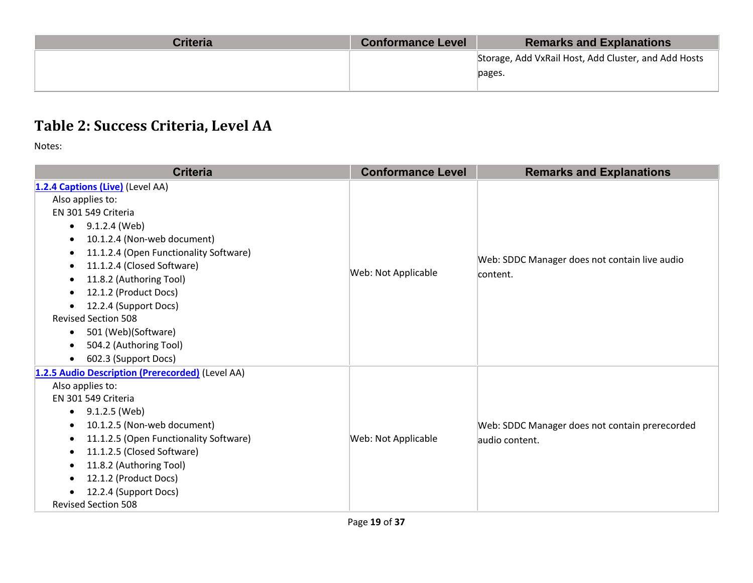| Criteria | Conformance Level | Remarks and Explanations |
|---|---|---|
| | | Storage, Add VxRail Host, Add Cluster, and Add Hosts pages. |

## Table 2: Success Criteria, Level AA

Notes:

| Criteria | Conformance Level | Remarks and Explanations |
|---|---|---|
| [1.2.4 Captions (Live)](#) (Level AA)<br>Also applies to:<br>EN 301 549 Criteria<br>• 9.1.2.4 (Web)<br>• 10.1.2.4 (Non-web document)<br>• 11.1.2.4 (Open Functionality Software)<br>• 11.1.2.4 (Closed Software)<br>• 11.8.2 (Authoring Tool)<br>• 12.1.2 (Product Docs)<br>• 12.2.4 (Support Docs)<br>Revised Section 508<br>• 501 (Web)(Software)<br>• 504.2 (Authoring Tool)<br>• 602.3 (Support Docs) | Web: Not Applicable | Web: SDDC Manager does not contain live audio content. |
| [1.2.5 Audio Description (Prerecorded)](#) (Level AA)<br>Also applies to:<br>EN 301 549 Criteria<br>• 9.1.2.5 (Web)<br>• 10.1.2.5 (Non-web document)<br>• 11.1.2.5 (Open Functionality Software)<br>• 11.1.2.5 (Closed Software)<br>• 11.8.2 (Authoring Tool)<br>• 12.1.2 (Product Docs)<br>• 12.2.4 (Support Docs)<br>Revised Section 508 | Web: Not Applicable | Web: SDDC Manager does not contain prerecorded audio content. |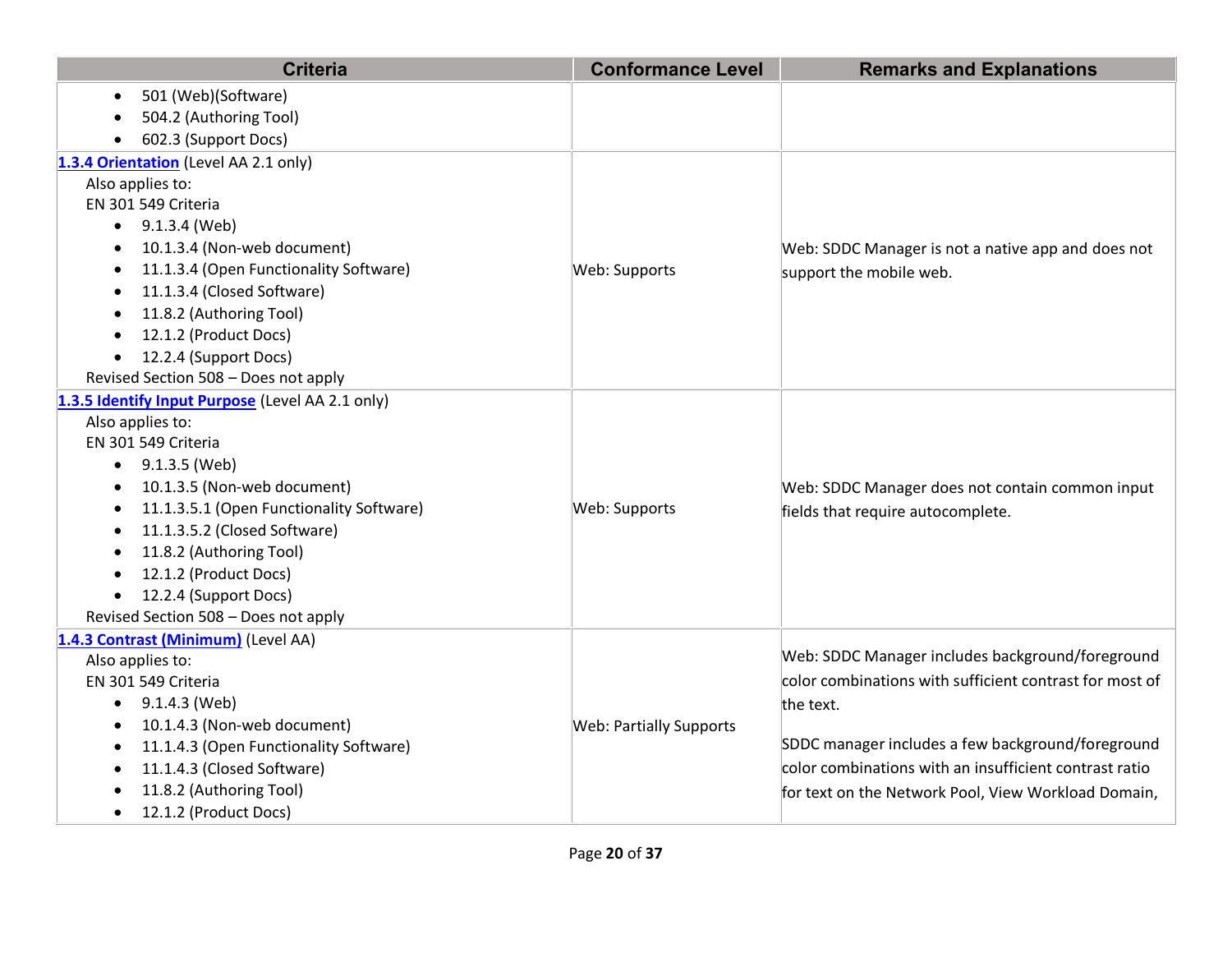| Criteria | Conformance Level | Remarks and Explanations |
|---|---|---|
| • 501 (Web)(Software)<br>• 504.2 (Authoring Tool)<br>• 602.3 (Support Docs) | | |
| **1.3.4 Orientation** (Level AA 2.1 only)<br>Also applies to:<br>EN 301 549 Criteria<br>• 9.1.3.4 (Web)<br>• 10.1.3.4 (Non-web document)<br>• 11.1.3.4 (Open Functionality Software)<br>• 11.1.3.4 (Closed Software)<br>• 11.8.2 (Authoring Tool)<br>• 12.1.2 (Product Docs)<br>• 12.2.4 (Support Docs)<br>Revised Section 508 – Does not apply | Web: Supports | Web: SDDC Manager is not a native app and does not support the mobile web. |
| **1.3.5 Identify Input Purpose** (Level AA 2.1 only)<br>Also applies to:<br>EN 301 549 Criteria<br>• 9.1.3.5 (Web)<br>• 10.1.3.5 (Non-web document)<br>• 11.1.3.5.1 (Open Functionality Software)<br>• 11.1.3.5.2 (Closed Software)<br>• 11.8.2 (Authoring Tool)<br>• 12.1.2 (Product Docs)<br>• 12.2.4 (Support Docs)<br>Revised Section 508 – Does not apply | Web: Supports | Web: SDDC Manager does not contain common input fields that require autocomplete. |
| **1.4.3 Contrast (Minimum)** (Level AA)<br>Also applies to:<br>EN 301 549 Criteria<br>• 9.1.4.3 (Web)<br>• 10.1.4.3 (Non-web document)<br>• 11.1.4.3 (Open Functionality Software)<br>• 11.1.4.3 (Closed Software)<br>• 11.8.2 (Authoring Tool)<br>• 12.1.2 (Product Docs) | Web: Partially Supports | Web: SDDC Manager includes background/foreground color combinations with sufficient contrast for most of the text.<br><br>SDDC manager includes a few background/foreground color combinations with an insufficient contrast ratio for text on the Network Pool, View Workload Domain, |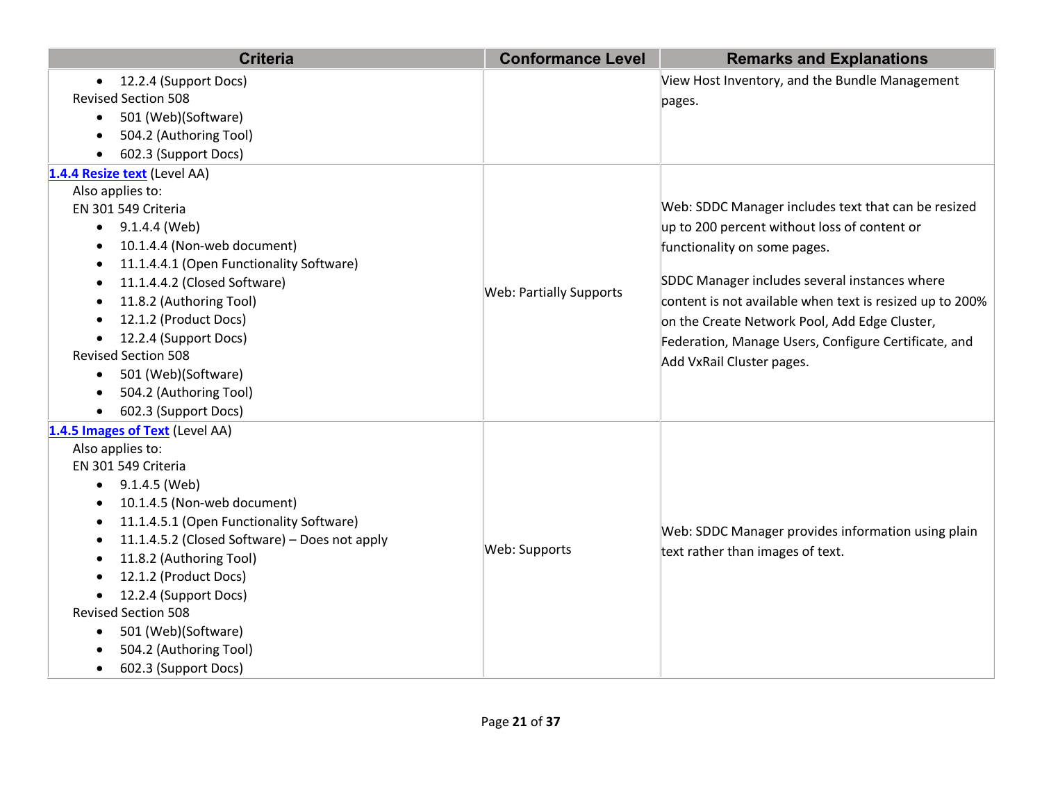| Criteria | Conformance Level | Remarks and Explanations |
| --- | --- | --- |
| • 12.2.4 (Support Docs)<br>Revised Section 508<br>• 501 (Web)(Software)<br>• 504.2 (Authoring Tool)<br>• 602.3 (Support Docs) | | View Host Inventory, and the Bundle Management pages. |
| **[1.4.4 Resize text](https://www.w3.org/TR/WCAG21/#resize-text)** (Level AA)<br>Also applies to:<br>EN 301 549 Criteria<br>• 9.1.4.4 (Web)<br>• 10.1.4.4 (Non-web document)<br>• 11.1.4.4.1 (Open Functionality Software)<br>• 11.1.4.4.2 (Closed Software)<br>• 11.8.2 (Authoring Tool)<br>• 12.1.2 (Product Docs)<br>• 12.2.4 (Support Docs)<br>Revised Section 508<br>• 501 (Web)(Software)<br>• 504.2 (Authoring Tool)<br>• 602.3 (Support Docs) | Web: Partially Supports | Web: SDDC Manager includes text that can be resized up to 200 percent without loss of content or functionality on some pages.<br><br>SDDC Manager includes several instances where content is not available when text is resized up to 200% on the Create Network Pool, Add Edge Cluster, Federation, Manage Users, Configure Certificate, and Add VxRail Cluster pages. |
| **[1.4.5 Images of Text](https://www.w3.org/TR/WCAG21/#images-of-text)** (Level AA)<br>Also applies to:<br>EN 301 549 Criteria<br>• 9.1.4.5 (Web)<br>• 10.1.4.5 (Non-web document)<br>• 11.1.4.5.1 (Open Functionality Software)<br>• 11.1.4.5.2 (Closed Software) – Does not apply<br>• 11.8.2 (Authoring Tool)<br>• 12.1.2 (Product Docs)<br>• 12.2.4 (Support Docs)<br>Revised Section 508<br>• 501 (Web)(Software)<br>• 504.2 (Authoring Tool)<br>• 602.3 (Support Docs) | Web: Supports | Web: SDDC Manager provides information using plain text rather than images of text. |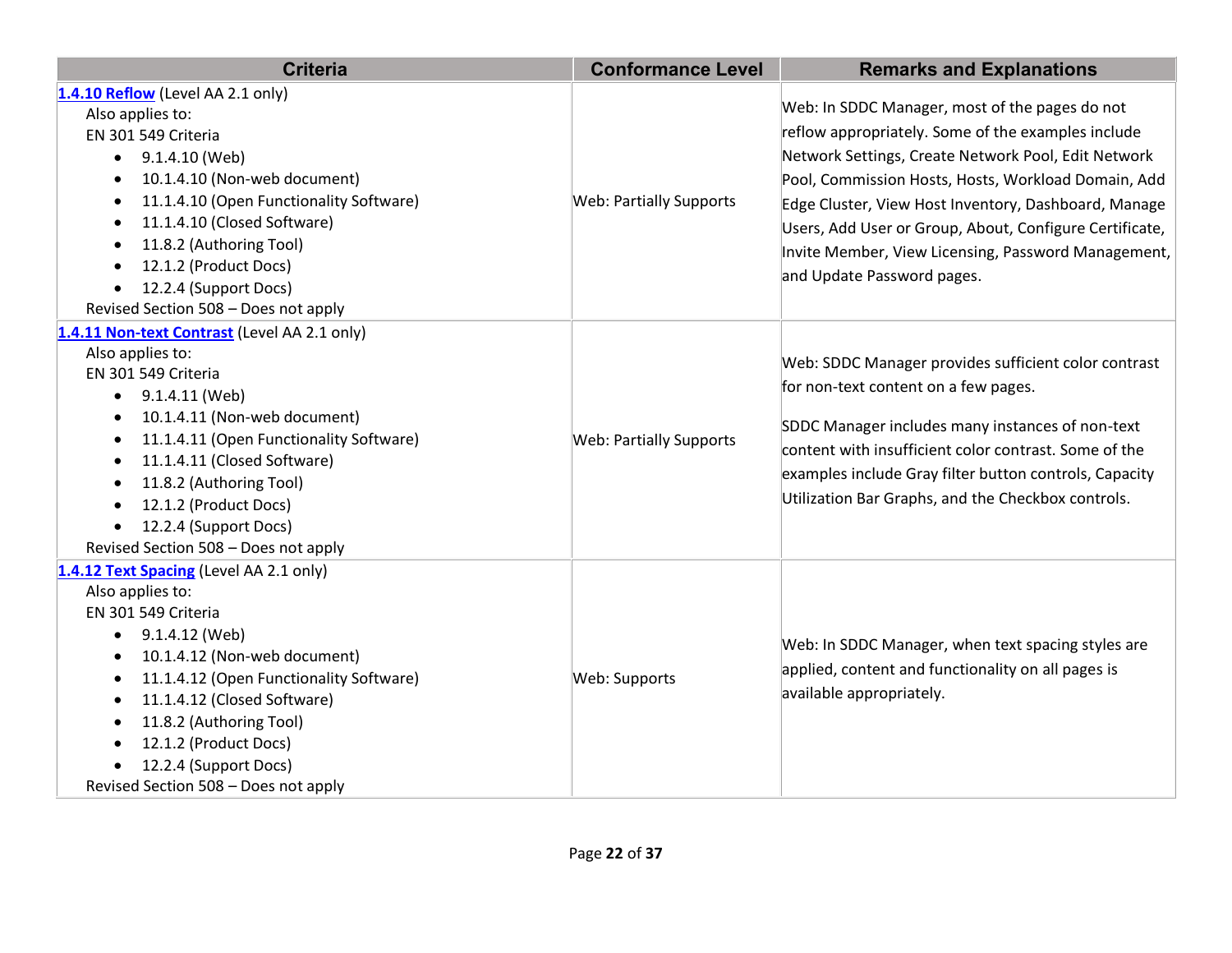| Criteria | Conformance Level | Remarks and Explanations |
|---|---|---|
| **[1.4.10 Reflow](#)** (Level AA 2.1 only)<br>Also applies to:<br>EN 301 549 Criteria<br>• 9.1.4.10 (Web)<br>• 10.1.4.10 (Non-web document)<br>• 11.1.4.10 (Open Functionality Software)<br>• 11.1.4.10 (Closed Software)<br>• 11.8.2 (Authoring Tool)<br>• 12.1.2 (Product Docs)<br>• 12.2.4 (Support Docs)<br>Revised Section 508 – Does not apply | Web: Partially Supports | Web: In SDDC Manager, most of the pages do not reflow appropriately. Some of the examples include Network Settings, Create Network Pool, Edit Network Pool, Commission Hosts, Hosts, Workload Domain, Add Edge Cluster, View Host Inventory, Dashboard, Manage Users, Add User or Group, About, Configure Certificate, Invite Member, View Licensing, Password Management, and Update Password pages. |
| **[1.4.11 Non-text Contrast](#)** (Level AA 2.1 only)<br>Also applies to:<br>EN 301 549 Criteria<br>• 9.1.4.11 (Web)<br>• 10.1.4.11 (Non-web document)<br>• 11.1.4.11 (Open Functionality Software)<br>• 11.1.4.11 (Closed Software)<br>• 11.8.2 (Authoring Tool)<br>• 12.1.2 (Product Docs)<br>• 12.2.4 (Support Docs)<br>Revised Section 508 – Does not apply | Web: Partially Supports | Web: SDDC Manager provides sufficient color contrast for non-text content on a few pages.<br><br>SDDC Manager includes many instances of non-text content with insufficient color contrast. Some of the examples include Gray filter button controls, Capacity Utilization Bar Graphs, and the Checkbox controls. |
| **[1.4.12 Text Spacing](#)** (Level AA 2.1 only)<br>Also applies to:<br>EN 301 549 Criteria<br>• 9.1.4.12 (Web)<br>• 10.1.4.12 (Non-web document)<br>• 11.1.4.12 (Open Functionality Software)<br>• 11.1.4.12 (Closed Software)<br>• 11.8.2 (Authoring Tool)<br>• 12.1.2 (Product Docs)<br>• 12.2.4 (Support Docs)<br>Revised Section 508 – Does not apply | Web: Supports | Web: In SDDC Manager, when text spacing styles are applied, content and functionality on all pages is available appropriately. |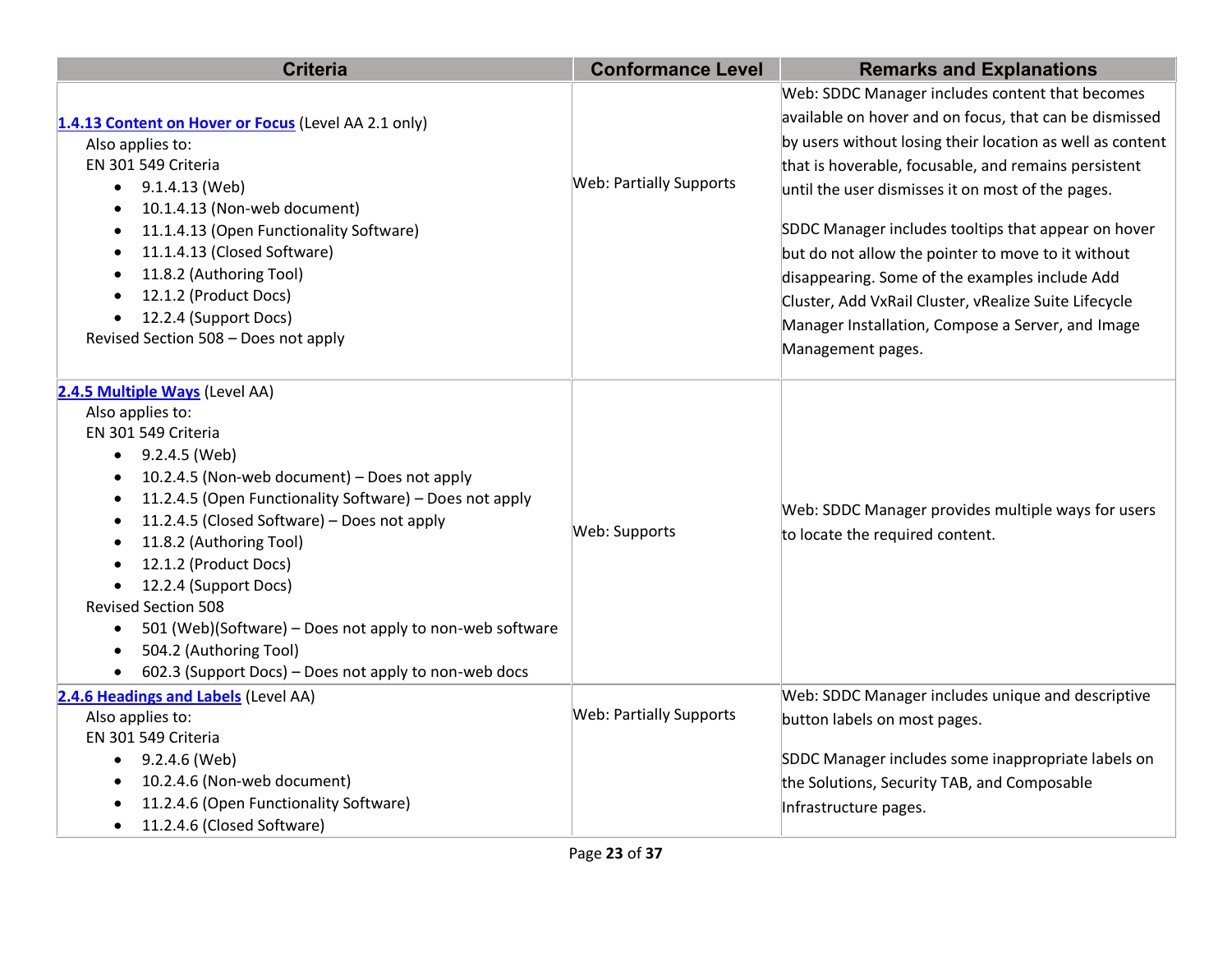| Criteria | Conformance Level | Remarks and Explanations |
| --- | --- | --- |
| **[1.4.13 Content on Hover or Focus]()** (Level AA 2.1 only)<br>Also applies to:<br>EN 301 549 Criteria<br>• 9.1.4.13 (Web)<br>• 10.1.4.13 (Non-web document)<br>• 11.1.4.13 (Open Functionality Software)<br>• 11.1.4.13 (Closed Software)<br>• 11.8.2 (Authoring Tool)<br>• 12.1.2 (Product Docs)<br>• 12.2.4 (Support Docs)<br>Revised Section 508 – Does not apply | Web: Partially Supports | Web: SDDC Manager includes content that becomes available on hover and on focus, that can be dismissed by users without losing their location as well as content that is hoverable, focusable, and remains persistent until the user dismisses it on most of the pages.<br><br>SDDC Manager includes tooltips that appear on hover but do not allow the pointer to move to it without disappearing. Some of the examples include Add Cluster, Add VxRail Cluster, vRealize Suite Lifecycle Manager Installation, Compose a Server, and Image Management pages. |
| **[2.4.5 Multiple Ways]()** (Level AA)<br>Also applies to:<br>EN 301 549 Criteria<br>• 9.2.4.5 (Web)<br>• 10.2.4.5 (Non-web document) – Does not apply<br>• 11.2.4.5 (Open Functionality Software) – Does not apply<br>• 11.2.4.5 (Closed Software) – Does not apply<br>• 11.8.2 (Authoring Tool)<br>• 12.1.2 (Product Docs)<br>• 12.2.4 (Support Docs)<br>Revised Section 508<br>• 501 (Web)(Software) – Does not apply to non-web software<br>• 504.2 (Authoring Tool)<br>• 602.3 (Support Docs) – Does not apply to non-web docs | Web: Supports | Web: SDDC Manager provides multiple ways for users to locate the required content. |
| **[2.4.6 Headings and Labels]()** (Level AA)<br>Also applies to:<br>EN 301 549 Criteria<br>• 9.2.4.6 (Web)<br>• 10.2.4.6 (Non-web document)<br>• 11.2.4.6 (Open Functionality Software)<br>• 11.2.4.6 (Closed Software) | Web: Partially Supports | Web: SDDC Manager includes unique and descriptive button labels on most pages.<br><br>SDDC Manager includes some inappropriate labels on the Solutions, Security TAB, and Composable Infrastructure pages. |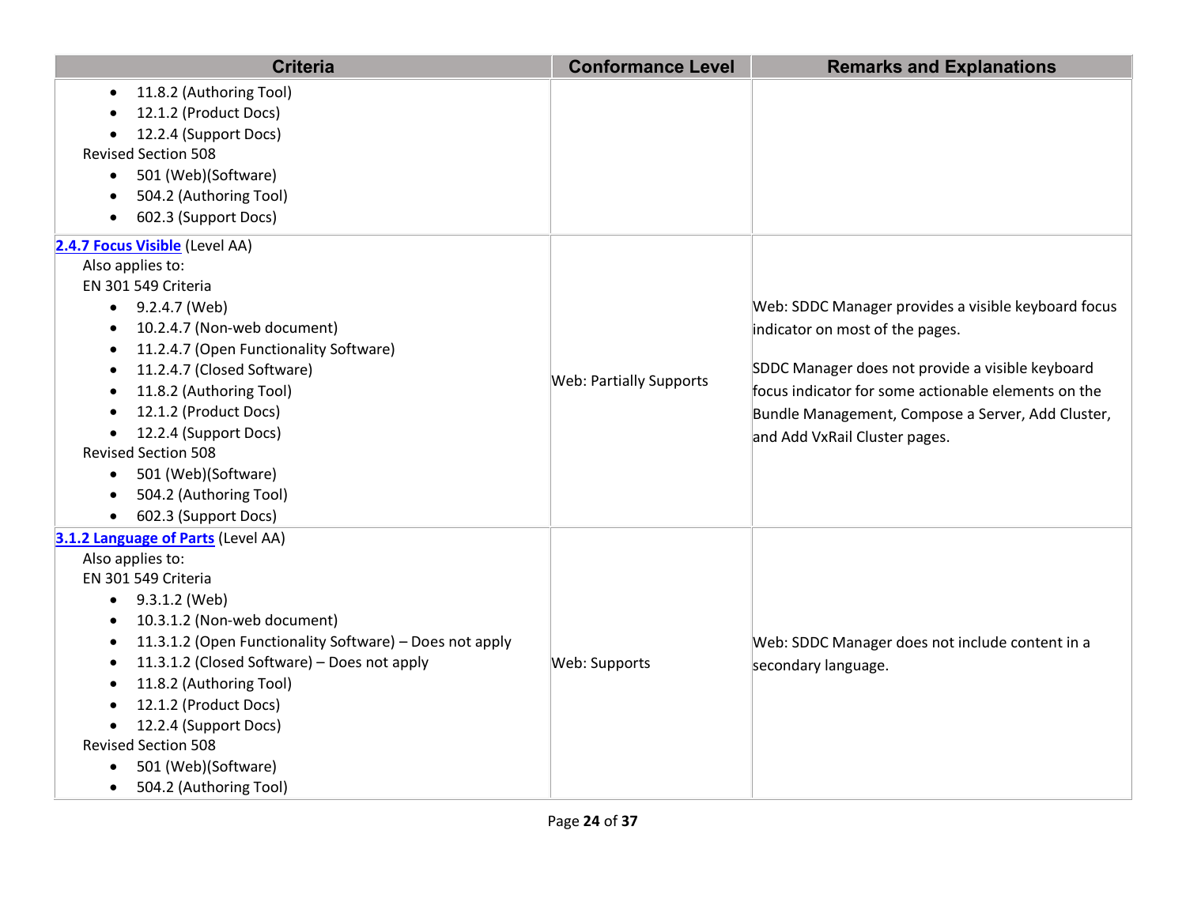| Criteria | Conformance Level | Remarks and Explanations |
|---|---|---|
| <ul><li>11.8.2 (Authoring Tool)</li><li>12.1.2 (Product Docs)</li><li>12.2.4 (Support Docs)</li></ul>Revised Section 508<ul><li>501 (Web)(Software)</li><li>504.2 (Authoring Tool)</li><li>602.3 (Support Docs)</li></ul> | | |
| **[2.4.7 Focus Visible](https://www.w3.org/TR/WCAG21/#focus-visible)** (Level AA)<br>Also applies to:<br>EN 301 549 Criteria<ul><li>9.2.4.7 (Web)</li><li>10.2.4.7 (Non-web document)</li><li>11.2.4.7 (Open Functionality Software)</li><li>11.2.4.7 (Closed Software)</li><li>11.8.2 (Authoring Tool)</li><li>12.1.2 (Product Docs)</li><li>12.2.4 (Support Docs)</li></ul>Revised Section 508<ul><li>501 (Web)(Software)</li><li>504.2 (Authoring Tool)</li><li>602.3 (Support Docs)</li></ul> | Web: Partially Supports | Web: SDDC Manager provides a visible keyboard focus indicator on most of the pages.<br><br>SDDC Manager does not provide a visible keyboard focus indicator for some actionable elements on the Bundle Management, Compose a Server, Add Cluster, and Add VxRail Cluster pages. |
| **[3.1.2 Language of Parts](https://www.w3.org/TR/WCAG21/#language-of-parts)** (Level AA)<br>Also applies to:<br>EN 301 549 Criteria<ul><li>9.3.1.2 (Web)</li><li>10.3.1.2 (Non-web document)</li><li>11.3.1.2 (Open Functionality Software) – Does not apply</li><li>11.3.1.2 (Closed Software) – Does not apply</li><li>11.8.2 (Authoring Tool)</li><li>12.1.2 (Product Docs)</li><li>12.2.4 (Support Docs)</li></ul>Revised Section 508<ul><li>501 (Web)(Software)</li><li>504.2 (Authoring Tool)</li></ul> | Web: Supports | Web: SDDC Manager does not include content in a secondary language. |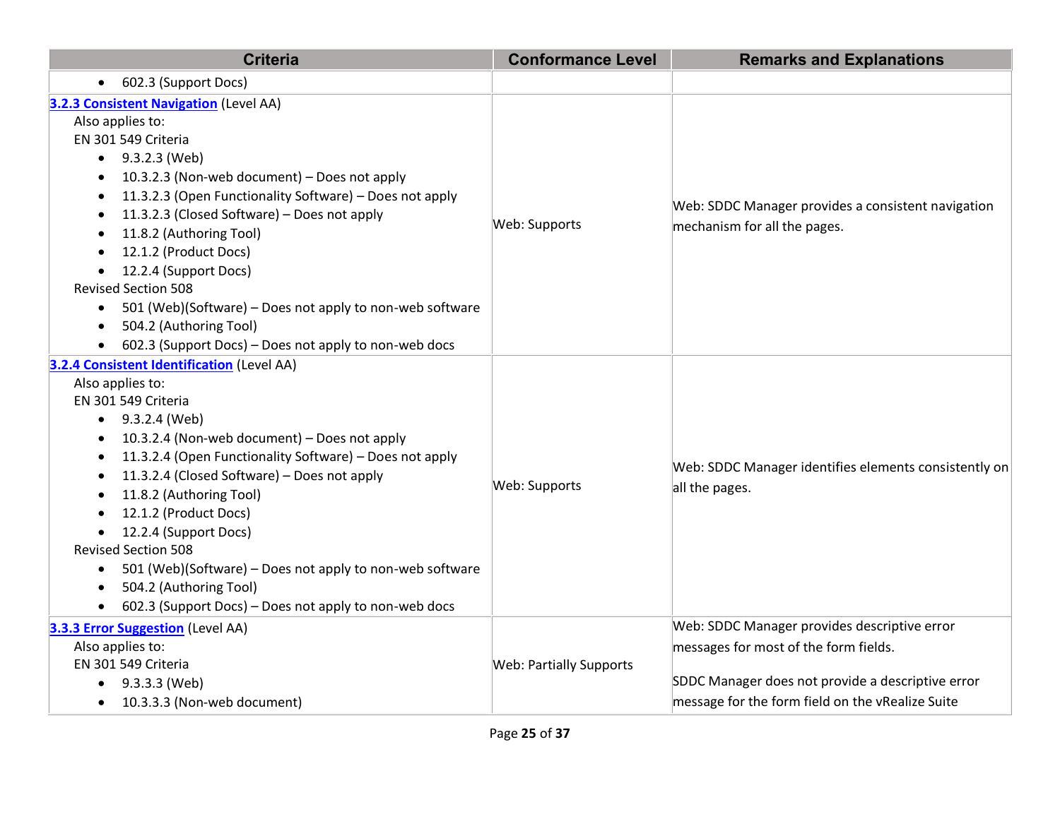| Criteria | Conformance Level | Remarks and Explanations |
|---|---|---|
| • 602.3 (Support Docs) | | |
| **[3.2.3 Consistent Navigation]** (Level AA)<br>Also applies to:<br>EN 301 549 Criteria<br>• 9.3.2.3 (Web)<br>• 10.3.2.3 (Non-web document) – Does not apply<br>• 11.3.2.3 (Open Functionality Software) – Does not apply<br>• 11.3.2.3 (Closed Software) – Does not apply<br>• 11.8.2 (Authoring Tool)<br>• 12.1.2 (Product Docs)<br>• 12.2.4 (Support Docs)<br>Revised Section 508<br>• 501 (Web)(Software) – Does not apply to non-web software<br>• 504.2 (Authoring Tool)<br>• 602.3 (Support Docs) – Does not apply to non-web docs | Web: Supports | Web: SDDC Manager provides a consistent navigation mechanism for all the pages. |
| **[3.2.4 Consistent Identification]** (Level AA)<br>Also applies to:<br>EN 301 549 Criteria<br>• 9.3.2.4 (Web)<br>• 10.3.2.4 (Non-web document) – Does not apply<br>• 11.3.2.4 (Open Functionality Software) – Does not apply<br>• 11.3.2.4 (Closed Software) – Does not apply<br>• 11.8.2 (Authoring Tool)<br>• 12.1.2 (Product Docs)<br>• 12.2.4 (Support Docs)<br>Revised Section 508<br>• 501 (Web)(Software) – Does not apply to non-web software<br>• 504.2 (Authoring Tool)<br>• 602.3 (Support Docs) – Does not apply to non-web docs | Web: Supports | Web: SDDC Manager identifies elements consistently on all the pages. |
| **[3.3.3 Error Suggestion]** (Level AA)<br>Also applies to:<br>EN 301 549 Criteria<br>• 9.3.3.3 (Web)<br>• 10.3.3.3 (Non-web document) | Web: Partially Supports | Web: SDDC Manager provides descriptive error messages for most of the form fields.<br><br>SDDC Manager does not provide a descriptive error message for the form field on the vRealize Suite |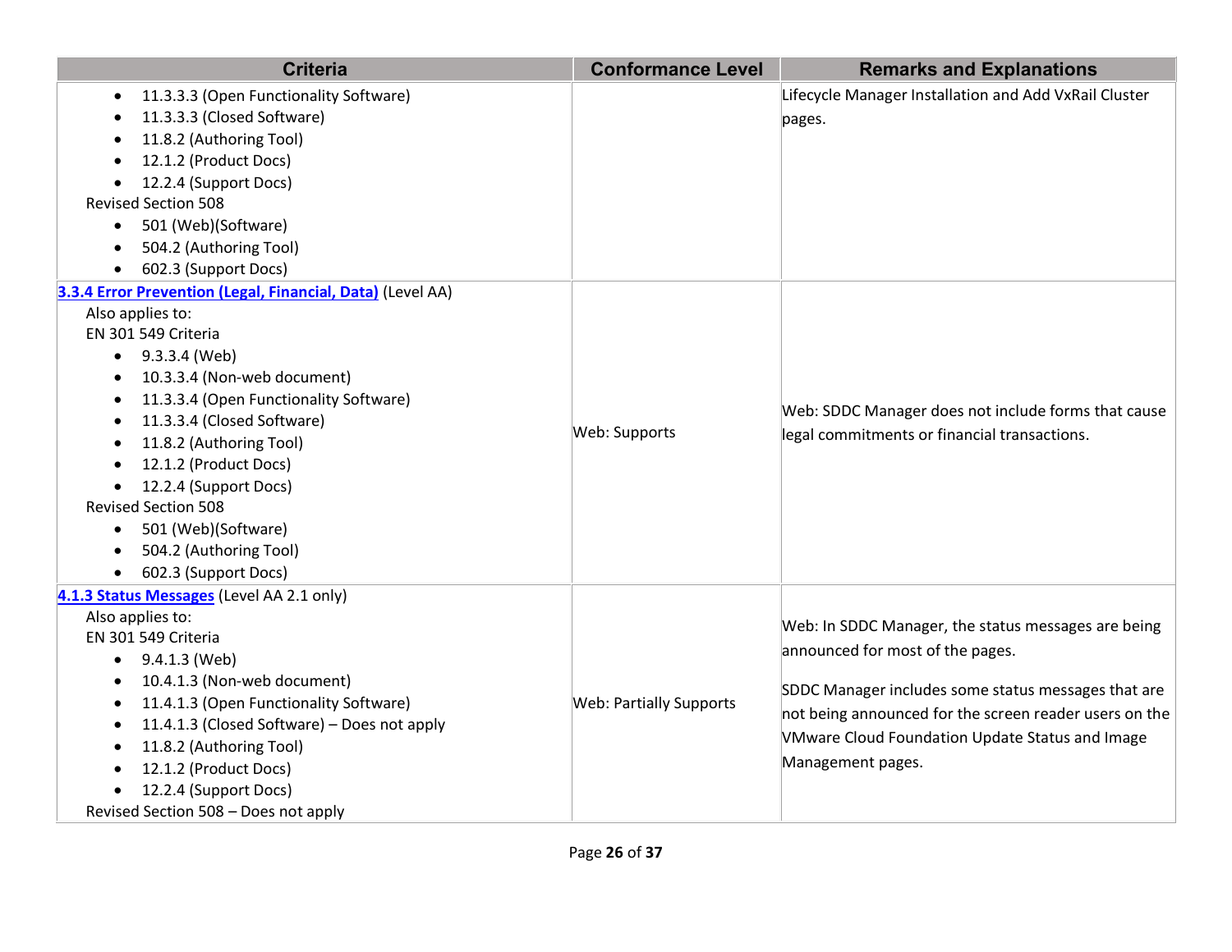| Criteria | Conformance Level | Remarks and Explanations |
|---|---|---|
| • 11.3.3.3 (Open Functionality Software)<br>• 11.3.3.3 (Closed Software)<br>• 11.8.2 (Authoring Tool)<br>• 12.1.2 (Product Docs)<br>• 12.2.4 (Support Docs)<br>Revised Section 508<br>• 501 (Web)(Software)<br>• 504.2 (Authoring Tool)<br>• 602.3 (Support Docs) | | Lifecycle Manager Installation and Add VxRail Cluster pages. |
| **3.3.4 Error Prevention (Legal, Financial, Data)** (Level AA)<br>Also applies to:<br>EN 301 549 Criteria<br>• 9.3.3.4 (Web)<br>• 10.3.3.4 (Non-web document)<br>• 11.3.3.4 (Open Functionality Software)<br>• 11.3.3.4 (Closed Software)<br>• 11.8.2 (Authoring Tool)<br>• 12.1.2 (Product Docs)<br>• 12.2.4 (Support Docs)<br>Revised Section 508<br>• 501 (Web)(Software)<br>• 504.2 (Authoring Tool)<br>• 602.3 (Support Docs) | Web: Supports | Web: SDDC Manager does not include forms that cause legal commitments or financial transactions. |
| **4.1.3 Status Messages** (Level AA 2.1 only)<br>Also applies to:<br>EN 301 549 Criteria<br>• 9.4.1.3 (Web)<br>• 10.4.1.3 (Non-web document)<br>• 11.4.1.3 (Open Functionality Software)<br>• 11.4.1.3 (Closed Software) – Does not apply<br>• 11.8.2 (Authoring Tool)<br>• 12.1.2 (Product Docs)<br>• 12.2.4 (Support Docs)<br>Revised Section 508 – Does not apply | Web: Partially Supports | Web: In SDDC Manager, the status messages are being announced for most of the pages.<br><br>SDDC Manager includes some status messages that are not being announced for the screen reader users on the VMware Cloud Foundation Update Status and Image Management pages. |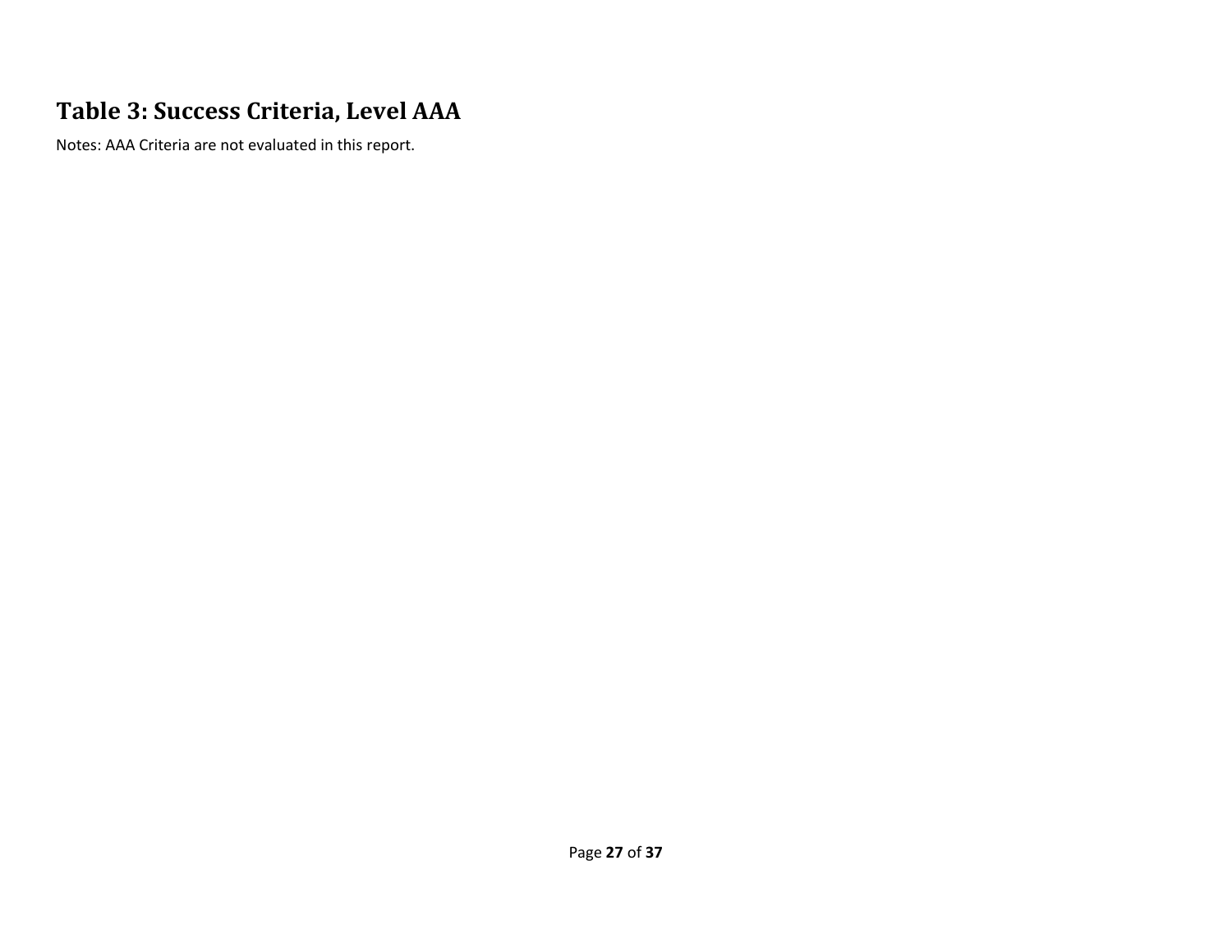## Table 3: Success Criteria, Level AAA

Notes: AAA Criteria are not evaluated in this report.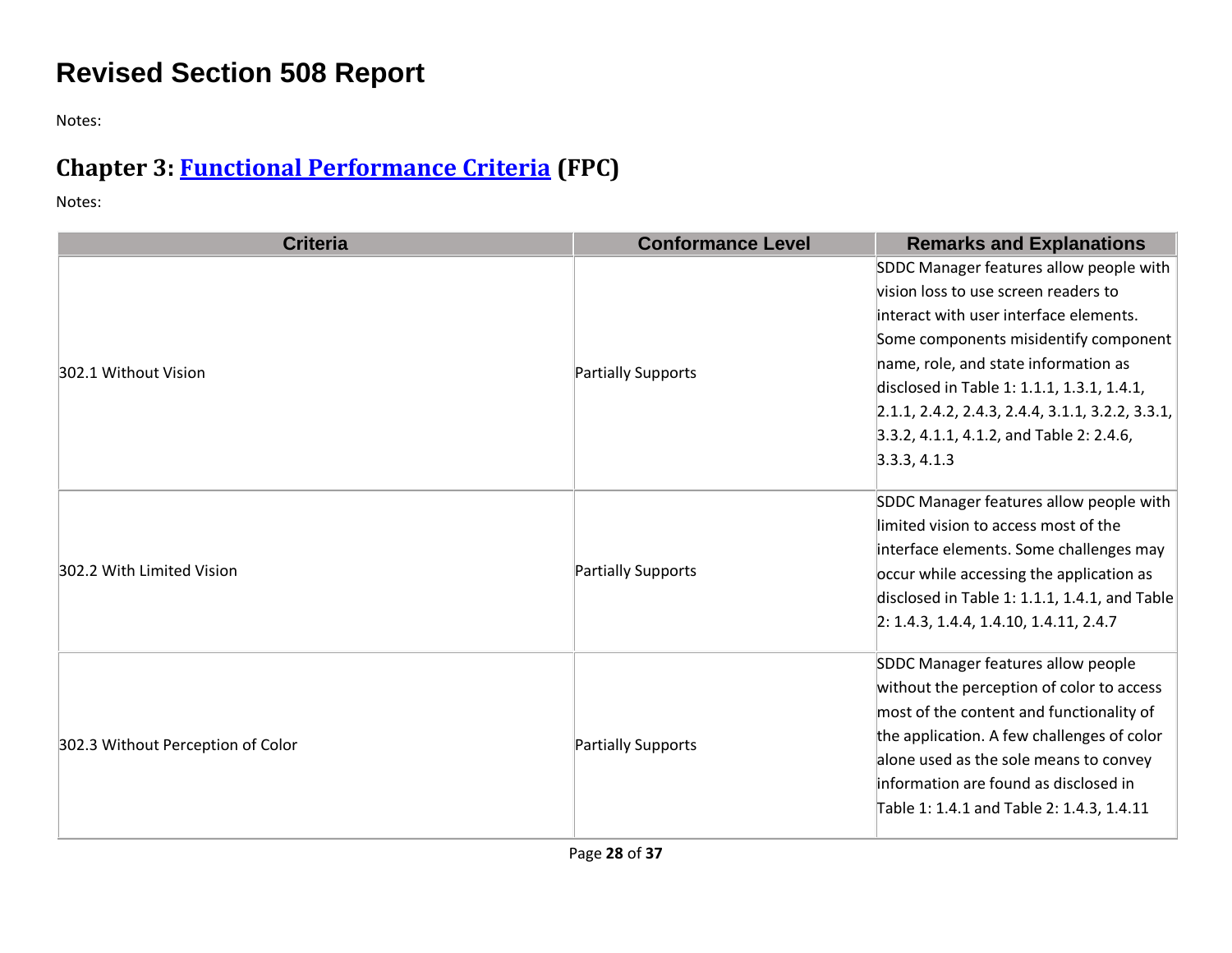# Revised Section 508 Report

Notes:

## Chapter 3: [Functional Performance Criteria](https://www.access-board.gov/guidelines-and-standards/communications-and-it/about-the-ict-refresh/final-rule/text-of-the-standards-and-guidelines#302-functional-performance-criteria) (FPC)

Notes:

| Criteria | Conformance Level | Remarks and Explanations |
| --- | --- | --- |
| 302.1 Without Vision | Partially Supports | SDDC Manager features allow people with vision loss to use screen readers to interact with user interface elements. Some components misidentify component name, role, and state information as disclosed in Table 1: 1.1.1, 1.3.1, 1.4.1, 2.1.1, 2.4.2, 2.4.3, 2.4.4, 3.1.1, 3.2.2, 3.3.1, 3.3.2, 4.1.1, 4.1.2, and Table 2: 2.4.6, 3.3.3, 4.1.3 |
| 302.2 With Limited Vision | Partially Supports | SDDC Manager features allow people with limited vision to access most of the interface elements. Some challenges may occur while accessing the application as disclosed in Table 1: 1.1.1, 1.4.1, and Table 2: 1.4.3, 1.4.4, 1.4.10, 1.4.11, 2.4.7 |
| 302.3 Without Perception of Color | Partially Supports | SDDC Manager features allow people without the perception of color to access most of the content and functionality of the application. A few challenges of color alone used as the sole means to convey information are found as disclosed in Table 1: 1.4.1 and Table 2: 1.4.3, 1.4.11 |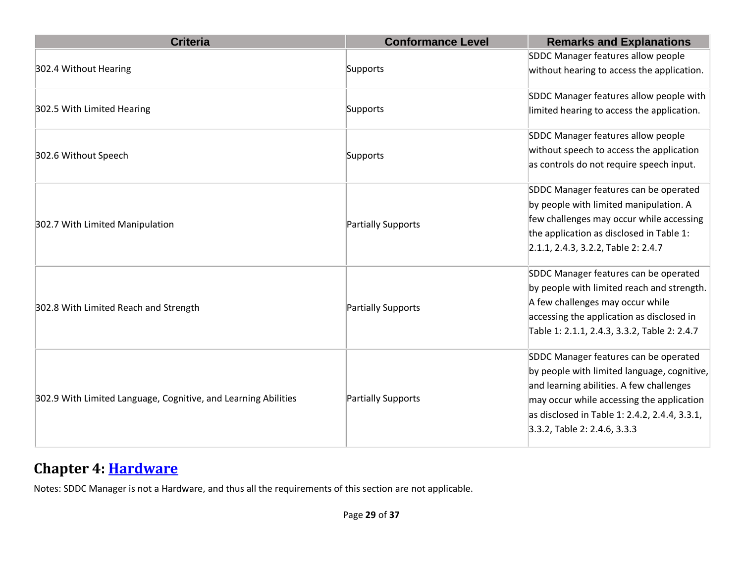| Criteria | Conformance Level | Remarks and Explanations |
| --- | --- | --- |
| 302.4 Without Hearing | Supports | SDDC Manager features allow people without hearing to access the application. |
| 302.5 With Limited Hearing | Supports | SDDC Manager features allow people with limited hearing to access the application. |
| 302.6 Without Speech | Supports | SDDC Manager features allow people without speech to access the application as controls do not require speech input. |
| 302.7 With Limited Manipulation | Partially Supports | SDDC Manager features can be operated by people with limited manipulation. A few challenges may occur while accessing the application as disclosed in Table 1: 2.1.1, 2.4.3, 3.2.2, Table 2: 2.4.7 |
| 302.8 With Limited Reach and Strength | Partially Supports | SDDC Manager features can be operated by people with limited reach and strength. A few challenges may occur while accessing the application as disclosed in Table 1: 2.1.1, 2.4.3, 3.3.2, Table 2: 2.4.7 |
| 302.9 With Limited Language, Cognitive, and Learning Abilities | Partially Supports | SDDC Manager features can be operated by people with limited language, cognitive, and learning abilities. A few challenges may occur while accessing the application as disclosed in Table 1: 2.4.2, 2.4.4, 3.3.1, 3.3.2, Table 2: 2.4.6, 3.3.3 |

## Chapter 4: Hardware

Notes: SDDC Manager is not a Hardware, and thus all the requirements of this section are not applicable.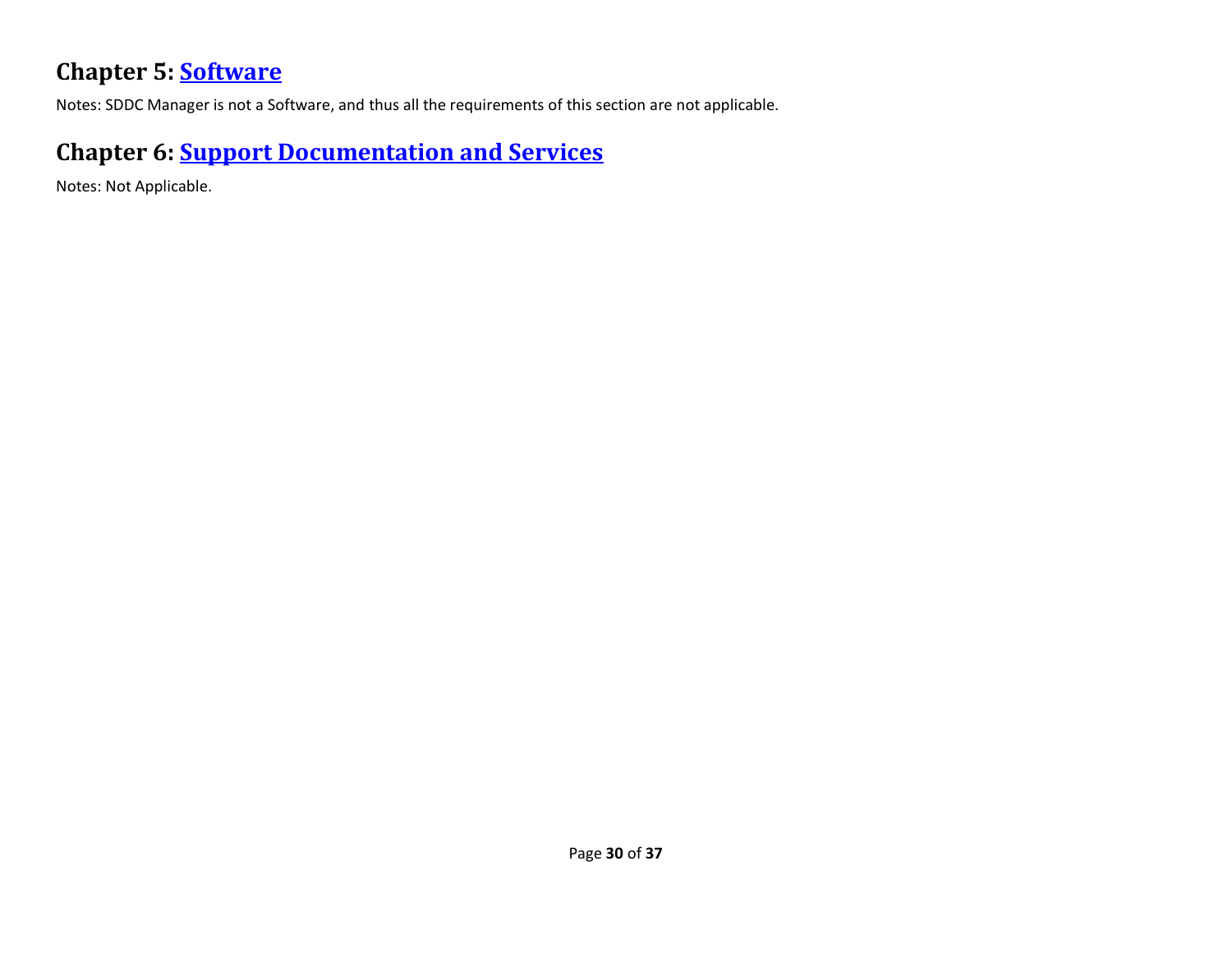## Chapter 5: Software

Notes: SDDC Manager is not a Software, and thus all the requirements of this section are not applicable.

## Chapter 6: Support Documentation and Services

Notes: Not Applicable.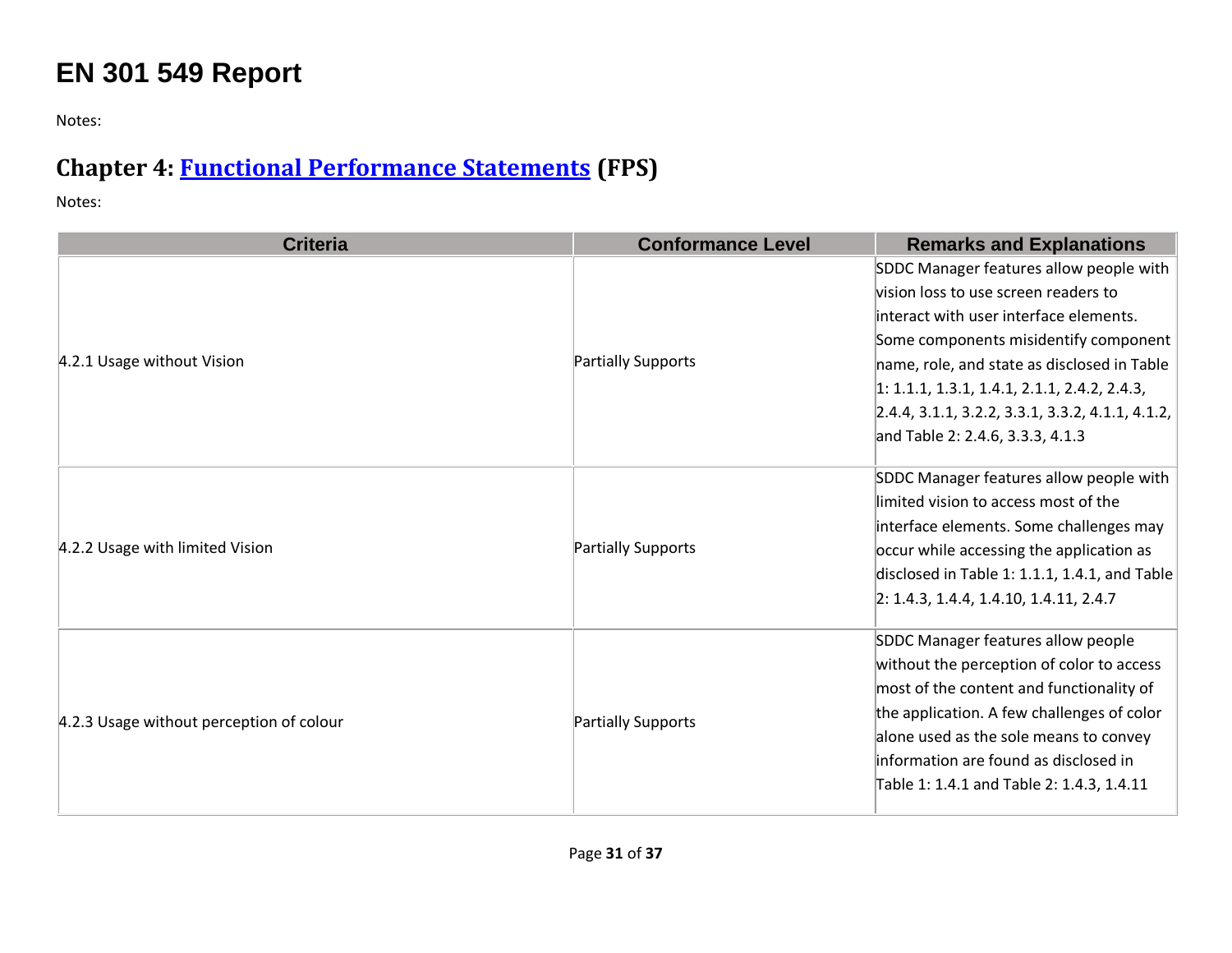# EN 301 549 Report

Notes:

## Chapter 4: [Functional Performance Statements](#) (FPS)

Notes:

| Criteria | Conformance Level | Remarks and Explanations |
| --- | --- | --- |
| 4.2.1 Usage without Vision | Partially Supports | SDDC Manager features allow people with vision loss to use screen readers to interact with user interface elements. Some components misidentify component name, role, and state as disclosed in Table 1: 1.1.1, 1.3.1, 1.4.1, 2.1.1, 2.4.2, 2.4.3, 2.4.4, 3.1.1, 3.2.2, 3.3.1, 3.3.2, 4.1.1, 4.1.2, and Table 2: 2.4.6, 3.3.3, 4.1.3 |
| 4.2.2 Usage with limited Vision | Partially Supports | SDDC Manager features allow people with limited vision to access most of the interface elements. Some challenges may occur while accessing the application as disclosed in Table 1: 1.1.1, 1.4.1, and Table 2: 1.4.3, 1.4.4, 1.4.10, 1.4.11, 2.4.7 |
| 4.2.3 Usage without perception of colour | Partially Supports | SDDC Manager features allow people without the perception of color to access most of the content and functionality of the application. A few challenges of color alone used as the sole means to convey information are found as disclosed in Table 1: 1.4.1 and Table 2: 1.4.3, 1.4.11 |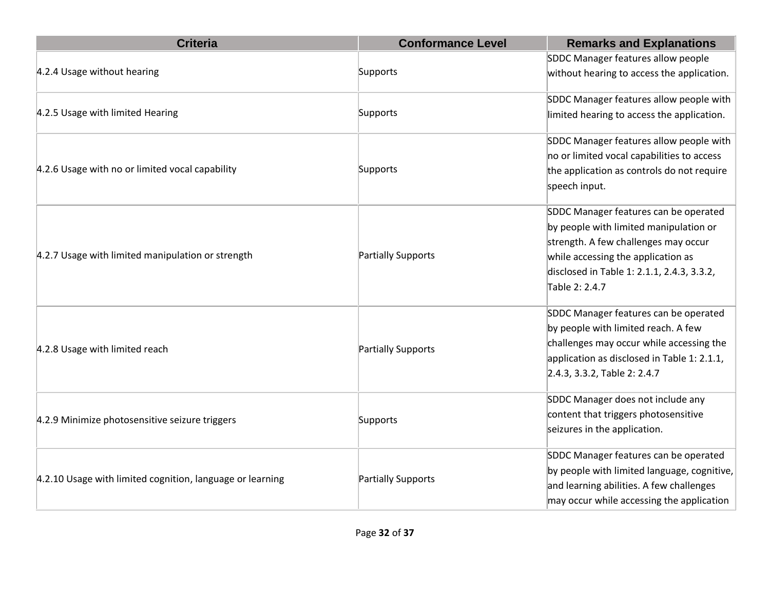| Criteria | Conformance Level | Remarks and Explanations |
| --- | --- | --- |
| 4.2.4 Usage without hearing | Supports | SDDC Manager features allow people without hearing to access the application. |
| 4.2.5 Usage with limited Hearing | Supports | SDDC Manager features allow people with limited hearing to access the application. |
| 4.2.6 Usage with no or limited vocal capability | Supports | SDDC Manager features allow people with no or limited vocal capabilities to access the application as controls do not require speech input. |
| 4.2.7 Usage with limited manipulation or strength | Partially Supports | SDDC Manager features can be operated by people with limited manipulation or strength. A few challenges may occur while accessing the application as disclosed in Table 1: 2.1.1, 2.4.3, 3.3.2, Table 2: 2.4.7 |
| 4.2.8 Usage with limited reach | Partially Supports | SDDC Manager features can be operated by people with limited reach. A few challenges may occur while accessing the application as disclosed in Table 1: 2.1.1, 2.4.3, 3.3.2, Table 2: 2.4.7 |
| 4.2.9 Minimize photosensitive seizure triggers | Supports | SDDC Manager does not include any content that triggers photosensitive seizures in the application. |
| 4.2.10 Usage with limited cognition, language or learning | Partially Supports | SDDC Manager features can be operated by people with limited language, cognitive, and learning abilities. A few challenges may occur while accessing the application |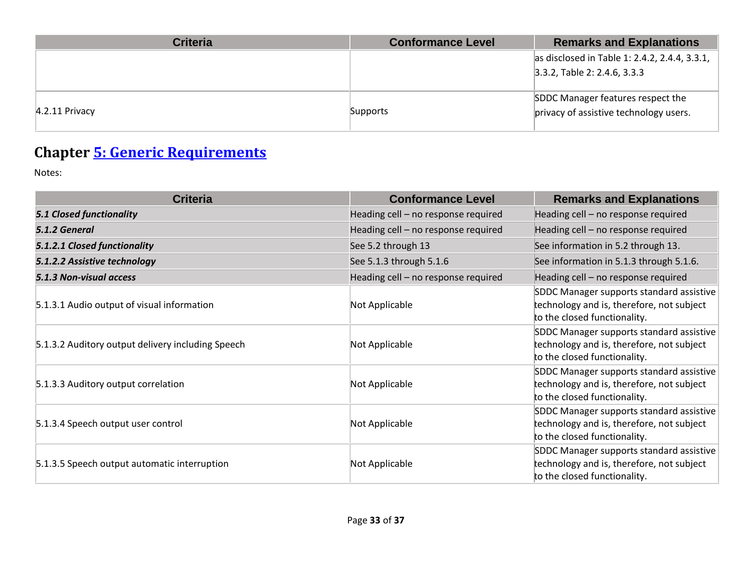| Criteria | Conformance Level | Remarks and Explanations |
|---|---|---|
| | | as disclosed in Table 1: 2.4.2, 2.4.4, 3.3.1, 3.3.2, Table 2: 2.4.6, 3.3.3 |
| 4.2.11 Privacy | Supports | SDDC Manager features respect the privacy of assistive technology users. |

## Chapter [5: Generic Requirements]()

Notes:

| Criteria | Conformance Level | Remarks and Explanations |
|---|---|---|
| ***5.1 Closed functionality*** | Heading cell – no response required | Heading cell – no response required |
| ***5.1.2 General*** | Heading cell – no response required | Heading cell – no response required |
| ***5.1.2.1 Closed functionality*** | See 5.2 through 13 | See information in 5.2 through 13. |
| ***5.1.2.2 Assistive technology*** | See 5.1.3 through 5.1.6 | See information in 5.1.3 through 5.1.6. |
| ***5.1.3 Non-visual access*** | Heading cell – no response required | Heading cell – no response required |
| 5.1.3.1 Audio output of visual information | Not Applicable | SDDC Manager supports standard assistive technology and is, therefore, not subject to the closed functionality. |
| 5.1.3.2 Auditory output delivery including Speech | Not Applicable | SDDC Manager supports standard assistive technology and is, therefore, not subject to the closed functionality. |
| 5.1.3.3 Auditory output correlation | Not Applicable | SDDC Manager supports standard assistive technology and is, therefore, not subject to the closed functionality. |
| 5.1.3.4 Speech output user control | Not Applicable | SDDC Manager supports standard assistive technology and is, therefore, not subject to the closed functionality. |
| 5.1.3.5 Speech output automatic interruption | Not Applicable | SDDC Manager supports standard assistive technology and is, therefore, not subject to the closed functionality. |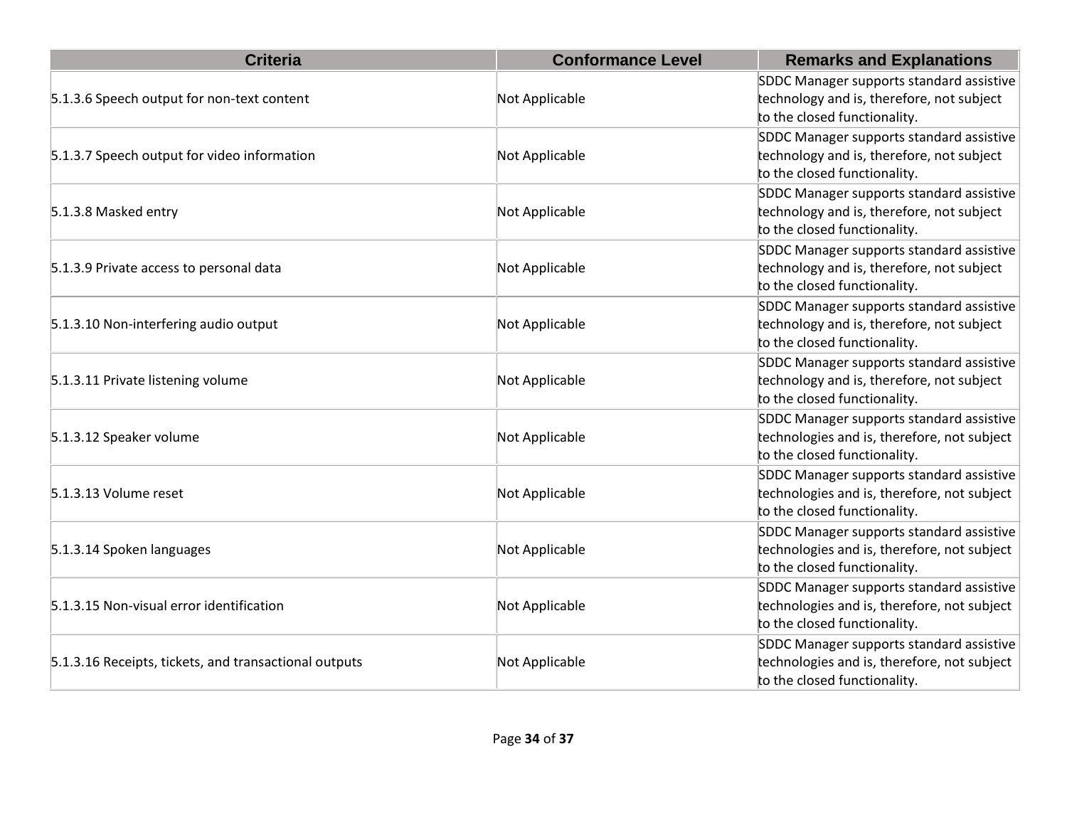| Criteria | Conformance Level | Remarks and Explanations |
| --- | --- | --- |
| 5.1.3.6 Speech output for non-text content | Not Applicable | SDDC Manager supports standard assistive technology and is, therefore, not subject to the closed functionality. |
| 5.1.3.7 Speech output for video information | Not Applicable | SDDC Manager supports standard assistive technology and is, therefore, not subject to the closed functionality. |
| 5.1.3.8 Masked entry | Not Applicable | SDDC Manager supports standard assistive technology and is, therefore, not subject to the closed functionality. |
| 5.1.3.9 Private access to personal data | Not Applicable | SDDC Manager supports standard assistive technology and is, therefore, not subject to the closed functionality. |
| 5.1.3.10 Non-interfering audio output | Not Applicable | SDDC Manager supports standard assistive technology and is, therefore, not subject to the closed functionality. |
| 5.1.3.11 Private listening volume | Not Applicable | SDDC Manager supports standard assistive technology and is, therefore, not subject to the closed functionality. |
| 5.1.3.12 Speaker volume | Not Applicable | SDDC Manager supports standard assistive technologies and is, therefore, not subject to the closed functionality. |
| 5.1.3.13 Volume reset | Not Applicable | SDDC Manager supports standard assistive technologies and is, therefore, not subject to the closed functionality. |
| 5.1.3.14 Spoken languages | Not Applicable | SDDC Manager supports standard assistive technologies and is, therefore, not subject to the closed functionality. |
| 5.1.3.15 Non-visual error identification | Not Applicable | SDDC Manager supports standard assistive technologies and is, therefore, not subject to the closed functionality. |
| 5.1.3.16 Receipts, tickets, and transactional outputs | Not Applicable | SDDC Manager supports standard assistive technologies and is, therefore, not subject to the closed functionality. |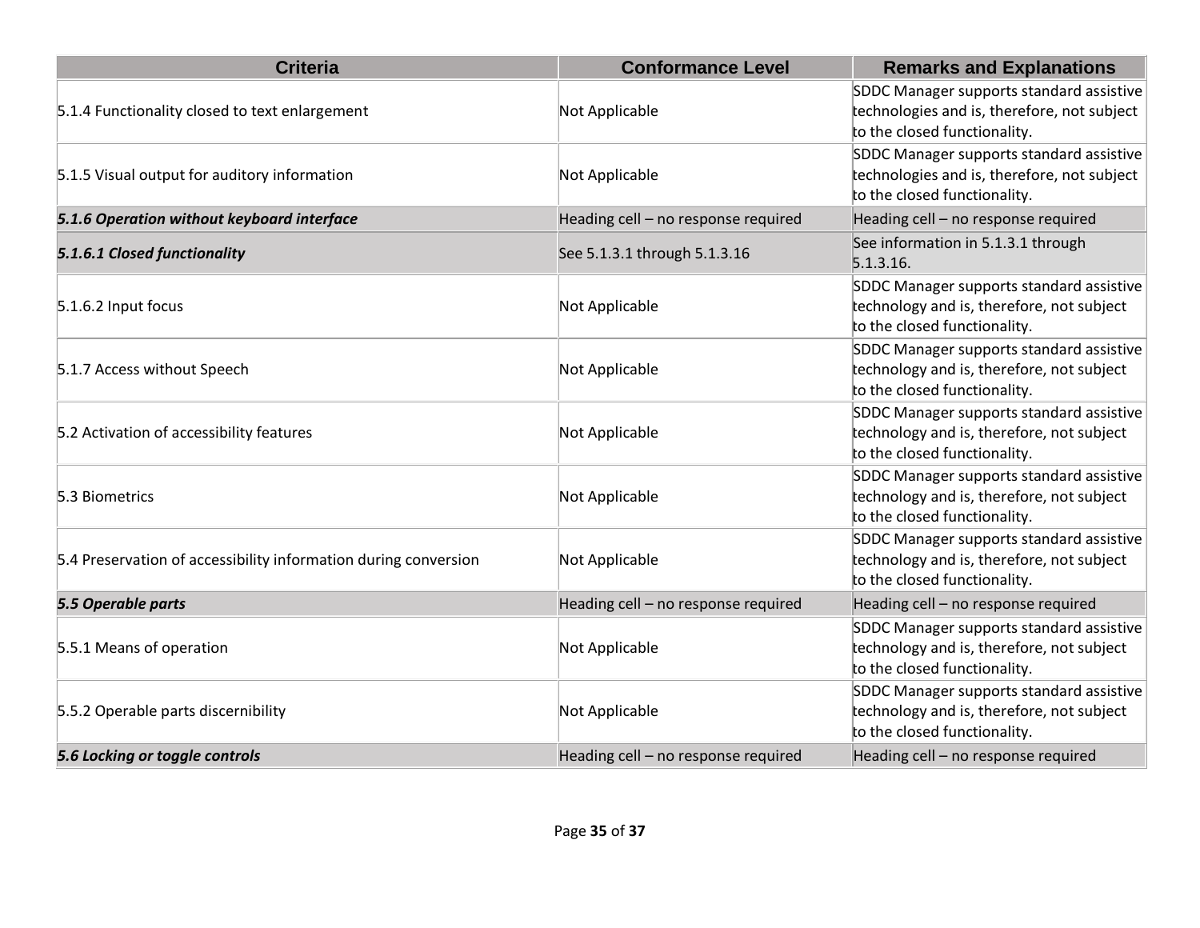| Criteria | Conformance Level | Remarks and Explanations |
| --- | --- | --- |
| 5.1.4 Functionality closed to text enlargement | Not Applicable | SDDC Manager supports standard assistive technologies and is, therefore, not subject to the closed functionality. |
| 5.1.5 Visual output for auditory information | Not Applicable | SDDC Manager supports standard assistive technologies and is, therefore, not subject to the closed functionality. |
| ***5.1.6 Operation without keyboard interface*** | Heading cell – no response required | Heading cell – no response required |
| ***5.1.6.1 Closed functionality*** | See 5.1.3.1 through 5.1.3.16 | See information in 5.1.3.1 through 5.1.3.16. |
| 5.1.6.2 Input focus | Not Applicable | SDDC Manager supports standard assistive technology and is, therefore, not subject to the closed functionality. |
| 5.1.7 Access without Speech | Not Applicable | SDDC Manager supports standard assistive technology and is, therefore, not subject to the closed functionality. |
| 5.2 Activation of accessibility features | Not Applicable | SDDC Manager supports standard assistive technology and is, therefore, not subject to the closed functionality. |
| 5.3 Biometrics | Not Applicable | SDDC Manager supports standard assistive technology and is, therefore, not subject to the closed functionality. |
| 5.4 Preservation of accessibility information during conversion | Not Applicable | SDDC Manager supports standard assistive technology and is, therefore, not subject to the closed functionality. |
| ***5.5 Operable parts*** | Heading cell – no response required | Heading cell – no response required |
| 5.5.1 Means of operation | Not Applicable | SDDC Manager supports standard assistive technology and is, therefore, not subject to the closed functionality. |
| 5.5.2 Operable parts discernibility | Not Applicable | SDDC Manager supports standard assistive technology and is, therefore, not subject to the closed functionality. |
| ***5.6 Locking or toggle controls*** | Heading cell – no response required | Heading cell – no response required |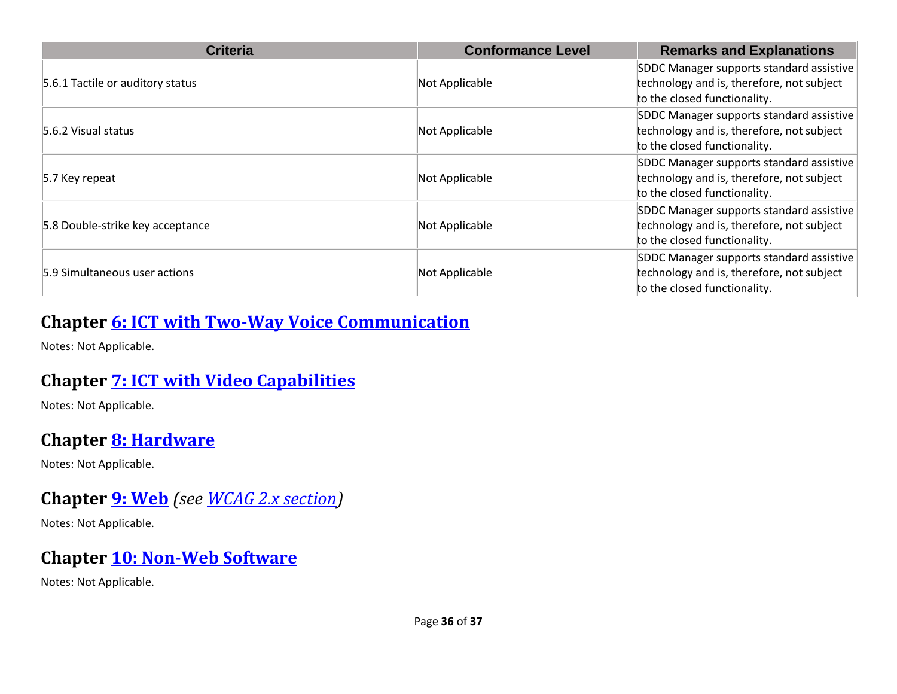| Criteria | Conformance Level | Remarks and Explanations |
| --- | --- | --- |
| 5.6.1 Tactile or auditory status | Not Applicable | SDDC Manager supports standard assistive technology and is, therefore, not subject to the closed functionality. |
| 5.6.2 Visual status | Not Applicable | SDDC Manager supports standard assistive technology and is, therefore, not subject to the closed functionality. |
| 5.7 Key repeat | Not Applicable | SDDC Manager supports standard assistive technology and is, therefore, not subject to the closed functionality. |
| 5.8 Double-strike key acceptance | Not Applicable | SDDC Manager supports standard assistive technology and is, therefore, not subject to the closed functionality. |
| 5.9 Simultaneous user actions | Not Applicable | SDDC Manager supports standard assistive technology and is, therefore, not subject to the closed functionality. |

## Chapter 6: ICT with Two-Way Voice Communication

Notes: Not Applicable.

## Chapter 7: ICT with Video Capabilities

Notes: Not Applicable.

## Chapter 8: Hardware

Notes: Not Applicable.

## Chapter 9: Web *(see WCAG 2.x section)*

Notes: Not Applicable.

## Chapter 10: Non-Web Software

Notes: Not Applicable.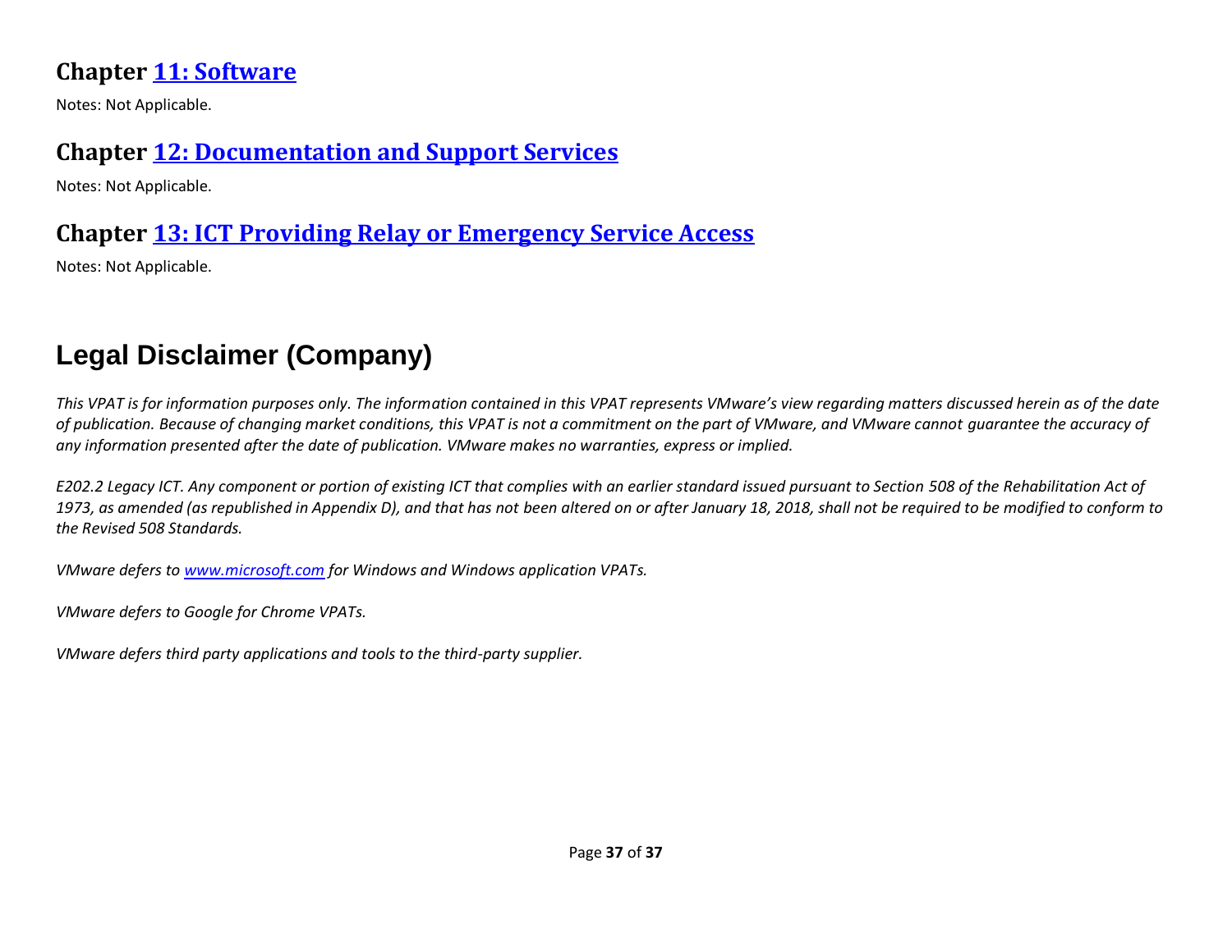## Chapter [11: Software]

Notes: Not Applicable.

## Chapter [12: Documentation and Support Services]

Notes: Not Applicable.

## Chapter [13: ICT Providing Relay or Emergency Service Access]

Notes: Not Applicable.

# Legal Disclaimer (Company)

*This VPAT is for information purposes only. The information contained in this VPAT represents VMware's view regarding matters discussed herein as of the date of publication. Because of changing market conditions, this VPAT is not a commitment on the part of VMware, and VMware cannot guarantee the accuracy of any information presented after the date of publication. VMware makes no warranties, express or implied.*

*E202.2 Legacy ICT. Any component or portion of existing ICT that complies with an earlier standard issued pursuant to Section 508 of the Rehabilitation Act of 1973, as amended (as republished in Appendix D), and that has not been altered on or after January 18, 2018, shall not be required to be modified to conform to the Revised 508 Standards.*

*VMware defers to [www.microsoft.com] for Windows and Windows application VPATs.*

*VMware defers to Google for Chrome VPATs.*

*VMware defers third party applications and tools to the third-party supplier.*